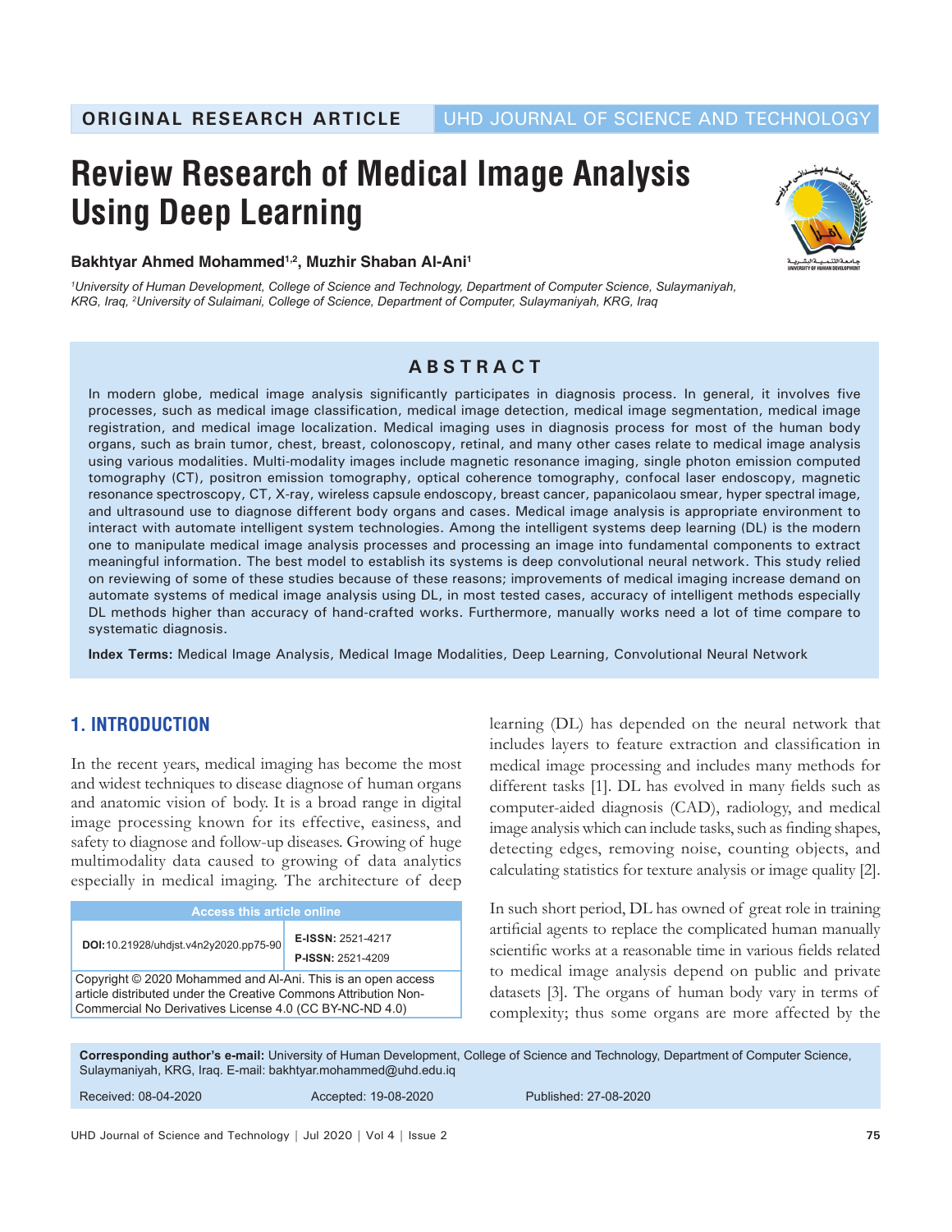ORIGINAL RESEARCH ARTICLE | UHD JOURNAL OF SCIENCE AND TECHNOLOGY

# Review Research of Medical Image Analysis Using Deep Learning

**Bakhtyar Ahmed Mohammed[1,2], Muzhir Shaban Al-Ani[1]**

*[1]University of Human Development, College of Science and Technology, Department of Computer Science, Sulaymaniyah, KRG, Iraq, [2]University of Sulaimani, College of Science, Department of Computer, Sulaymaniyah, KRG, Iraq*

## ABSTRACT

In modern globe, medical image analysis significantly participates in diagnosis process. In general, it involves five processes, such as medical image classification, medical image detection, medical image segmentation, medical image registration, and medical image localization. Medical imaging uses in diagnosis process for most of the human body organs, such as brain tumor, chest, breast, colonoscopy, retinal, and many other cases relate to medical image analysis using various modalities. Multi-modality images include magnetic resonance imaging, single photon emission computed tomography (CT), positron emission tomography, optical coherence tomography, confocal laser endoscopy, magnetic resonance spectroscopy, CT, X-ray, wireless capsule endoscopy, breast cancer, papanicolaou smear, hyper spectral image, and ultrasound use to diagnose different body organs and cases. Medical image analysis is appropriate environment to interact with automate intelligent system technologies. Among the intelligent systems deep learning (DL) is the modern one to manipulate medical image analysis processes and processing an image into fundamental components to extract meaningful information. The best model to establish its systems is deep convolutional neural network. This study relied on reviewing of some of these studies because of these reasons; improvements of medical imaging increase demand on automate systems of medical image analysis using DL, in most tested cases, accuracy of intelligent methods especially DL methods higher than accuracy of hand-crafted works. Furthermore, manually works need a lot of time compare to systematic diagnosis.

**Index Terms:** Medical Image Analysis, Medical Image Modalities, Deep Learning, Convolutional Neural Network

## 1. INTRODUCTION

In the recent years, medical imaging has become the most and widest techniques to disease diagnose of human organs and anatomic vision of body. It is a broad range in digital image processing known for its effective, easiness, and safety to diagnose and follow-up diseases. Growing of huge multimodality data caused to growing of data analytics especially in medical imaging. The architecture of deep learning (DL) has depended on the neural network that includes layers to feature extraction and classification in medical image processing and includes many methods for different tasks [1]. DL has evolved in many fields such as computer-aided diagnosis (CAD), radiology, and medical image analysis which can include tasks, such as finding shapes, detecting edges, removing noise, counting objects, and calculating statistics for texture analysis or image quality [2].

In such short period, DL has owned of great role in training artificial agents to replace the complicated human manually scientific works at a reasonable time in various fields related to medical image analysis depend on public and private datasets [3]. The organs of human body vary in terms of complexity; thus some organs are more affected by the

| Access this article online | |
|---|---|
| **DOI:** 10.21928/uhdjst.v4n2y2020.pp75-90 | **E-ISSN:** 2521-4217 <br> **P-ISSN:** 2521-4209 |
| Copyright © 2020 Mohammed and Al-Ani. This is an open access article distributed under the Creative Commons Attribution Non-Commercial No Derivatives License 4.0 (CC BY-NC-ND 4.0) | |

**Corresponding author's e-mail:** University of Human Development, College of Science and Technology, Department of Computer Science, Sulaymaniyah, KRG, Iraq. E-mail: bakhtyar.mohammed@uhd.edu.iq

Received: 08-04-2020 Accepted: 19-08-2020 Published: 27-08-2020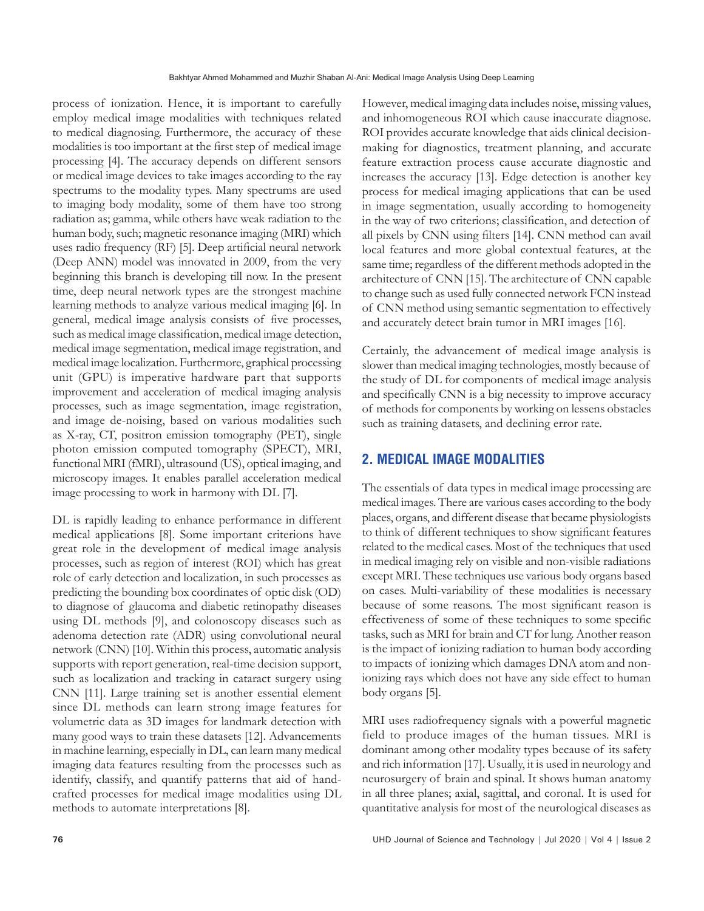process of ionization. Hence, it is important to carefully employ medical image modalities with techniques related to medical diagnosing. Furthermore, the accuracy of these modalities is too important at the first step of medical image processing [4]. The accuracy depends on different sensors or medical image devices to take images according to the ray spectrums to the modality types. Many spectrums are used to imaging body modality, some of them have too strong radiation as; gamma, while others have weak radiation to the human body, such; magnetic resonance imaging (MRI) which uses radio frequency (RF) [5]. Deep artificial neural network (Deep ANN) model was innovated in 2009, from the very beginning this branch is developing till now. In the present time, deep neural network types are the strongest machine learning methods to analyze various medical imaging [6]. In general, medical image analysis consists of five processes, such as medical image classification, medical image detection, medical image segmentation, medical image registration, and medical image localization. Furthermore, graphical processing unit (GPU) is imperative hardware part that supports improvement and acceleration of medical imaging analysis processes, such as image segmentation, image registration, and image de-noising, based on various modalities such as X-ray, CT, positron emission tomography (PET), single photon emission computed tomography (SPECT), MRI, functional MRI (fMRI), ultrasound (US), optical imaging, and microscopy images. It enables parallel acceleration medical image processing to work in harmony with DL [7].

DL is rapidly leading to enhance performance in different medical applications [8]. Some important criterions have great role in the development of medical image analysis processes, such as region of interest (ROI) which has great role of early detection and localization, in such processes as predicting the bounding box coordinates of optic disk (OD) to diagnose of glaucoma and diabetic retinopathy diseases using DL methods [9], and colonoscopy diseases such as adenoma detection rate (ADR) using convolutional neural network (CNN) [10]. Within this process, automatic analysis supports with report generation, real-time decision support, such as localization and tracking in cataract surgery using CNN [11]. Large training set is another essential element since DL methods can learn strong image features for volumetric data as 3D images for landmark detection with many good ways to train these datasets [12]. Advancements in machine learning, especially in DL, can learn many medical imaging data features resulting from the processes such as identify, classify, and quantify patterns that aid of hand-crafted processes for medical image modalities using DL methods to automate interpretations [8].

However, medical imaging data includes noise, missing values, and inhomogeneous ROI which cause inaccurate diagnose. ROI provides accurate knowledge that aids clinical decision-making for diagnostics, treatment planning, and accurate feature extraction process cause accurate diagnostic and increases the accuracy [13]. Edge detection is another key process for medical imaging applications that can be used in image segmentation, usually according to homogeneity in the way of two criterions; classification, and detection of all pixels by CNN using filters [14]. CNN method can avail local features and more global contextual features, at the same time; regardless of the different methods adopted in the architecture of CNN [15]. The architecture of CNN capable to change such as used fully connected network FCN instead of CNN method using semantic segmentation to effectively and accurately detect brain tumor in MRI images [16].

Certainly, the advancement of medical image analysis is slower than medical imaging technologies, mostly because of the study of DL for components of medical image analysis and specifically CNN is a big necessity to improve accuracy of methods for components by working on lessens obstacles such as training datasets, and declining error rate.

## 2. MEDICAL IMAGE MODALITIES

The essentials of data types in medical image processing are medical images. There are various cases according to the body places, organs, and different disease that became physiologists to think of different techniques to show significant features related to the medical cases. Most of the techniques that used in medical imaging rely on visible and non-visible radiations except MRI. These techniques use various body organs based on cases. Multi-variability of these modalities is necessary because of some reasons. The most significant reason is effectiveness of some of these techniques to some specific tasks, such as MRI for brain and CT for lung. Another reason is the impact of ionizing radiation to human body according to impacts of ionizing which damages DNA atom and non-ionizing rays which does not have any side effect to human body organs [5].

MRI uses radiofrequency signals with a powerful magnetic field to produce images of the human tissues. MRI is dominant among other modality types because of its safety and rich information [17]. Usually, it is used in neurology and neurosurgery of brain and spinal. It shows human anatomy in all three planes; axial, sagittal, and coronal. It is used for quantitative analysis for most of the neurological diseases as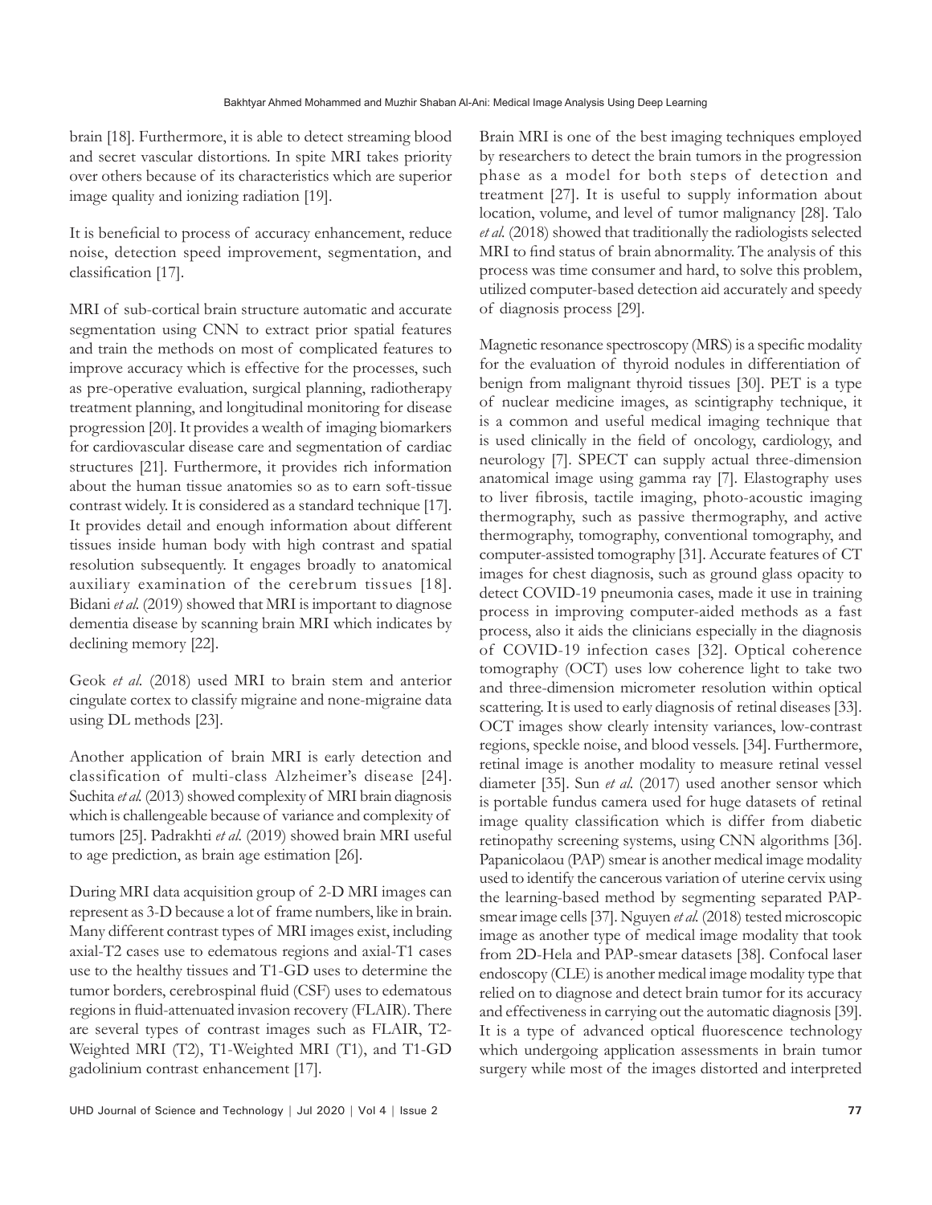brain [18]. Furthermore, it is able to detect streaming blood and secret vascular distortions. In spite MRI takes priority over others because of its characteristics which are superior image quality and ionizing radiation [19].

It is beneficial to process of accuracy enhancement, reduce noise, detection speed improvement, segmentation, and classification [17].

MRI of sub-cortical brain structure automatic and accurate segmentation using CNN to extract prior spatial features and train the methods on most of complicated features to improve accuracy which is effective for the processes, such as pre-operative evaluation, surgical planning, radiotherapy treatment planning, and longitudinal monitoring for disease progression [20]. It provides a wealth of imaging biomarkers for cardiovascular disease care and segmentation of cardiac structures [21]. Furthermore, it provides rich information about the human tissue anatomies so as to earn soft-tissue contrast widely. It is considered as a standard technique [17]. It provides detail and enough information about different tissues inside human body with high contrast and spatial resolution subsequently. It engages broadly to anatomical auxiliary examination of the cerebrum tissues [18]. Bidani *et al.* (2019) showed that MRI is important to diagnose dementia disease by scanning brain MRI which indicates by declining memory [22].

Geok *et al.* (2018) used MRI to brain stem and anterior cingulate cortex to classify migraine and none-migraine data using DL methods [23].

Another application of brain MRI is early detection and classification of multi-class Alzheimer's disease [24]. Suchita *et al.* (2013) showed complexity of MRI brain diagnosis which is challengeable because of variance and complexity of tumors [25]. Padrakhti *et al.* (2019) showed brain MRI useful to age prediction, as brain age estimation [26].

During MRI data acquisition group of 2-D MRI images can represent as 3-D because a lot of frame numbers, like in brain. Many different contrast types of MRI images exist, including axial-T2 cases use to edematous regions and axial-T1 cases use to the healthy tissues and T1-GD uses to determine the tumor borders, cerebrospinal fluid (CSF) uses to edematous regions in fluid-attenuated invasion recovery (FLAIR). There are several types of contrast images such as FLAIR, T2-Weighted MRI (T2), T1-Weighted MRI (T1), and T1-GD gadolinium contrast enhancement [17].

Brain MRI is one of the best imaging techniques employed by researchers to detect the brain tumors in the progression phase as a model for both steps of detection and treatment [27]. It is useful to supply information about location, volume, and level of tumor malignancy [28]. Talo *et al.* (2018) showed that traditionally the radiologists selected MRI to find status of brain abnormality. The analysis of this process was time consumer and hard, to solve this problem, utilized computer-based detection aid accurately and speedy of diagnosis process [29].

Magnetic resonance spectroscopy (MRS) is a specific modality for the evaluation of thyroid nodules in differentiation of benign from malignant thyroid tissues [30]. PET is a type of nuclear medicine images, as scintigraphy technique, it is a common and useful medical imaging technique that is used clinically in the field of oncology, cardiology, and neurology [7]. SPECT can supply actual three-dimension anatomical image using gamma ray [7]. Elastography uses to liver fibrosis, tactile imaging, photo-acoustic imaging thermography, such as passive thermography, and active thermography, tomography, conventional tomography, and computer-assisted tomography [31]. Accurate features of CT images for chest diagnosis, such as ground glass opacity to detect COVID-19 pneumonia cases, made it use in training process in improving computer-aided methods as a fast process, also it aids the clinicians especially in the diagnosis of COVID-19 infection cases [32]. Optical coherence tomography (OCT) uses low coherence light to take two and three-dimension micrometer resolution within optical scattering. It is used to early diagnosis of retinal diseases [33]. OCT images show clearly intensity variances, low-contrast regions, speckle noise, and blood vessels. [34]. Furthermore, retinal image is another modality to measure retinal vessel diameter [35]. Sun *et al.* (2017) used another sensor which is portable fundus camera used for huge datasets of retinal image quality classification which is differ from diabetic retinopathy screening systems, using CNN algorithms [36]. Papanicolaou (PAP) smear is another medical image modality used to identify the cancerous variation of uterine cervix using the learning-based method by segmenting separated PAP-smear image cells [37]. Nguyen *et al.* (2018) tested microscopic image as another type of medical image modality that took from 2D-Hela and PAP-smear datasets [38]. Confocal laser endoscopy (CLE) is another medical image modality type that relied on to diagnose and detect brain tumor for its accuracy and effectiveness in carrying out the automatic diagnosis [39]. It is a type of advanced optical fluorescence technology which undergoing application assessments in brain tumor surgery while most of the images distorted and interpreted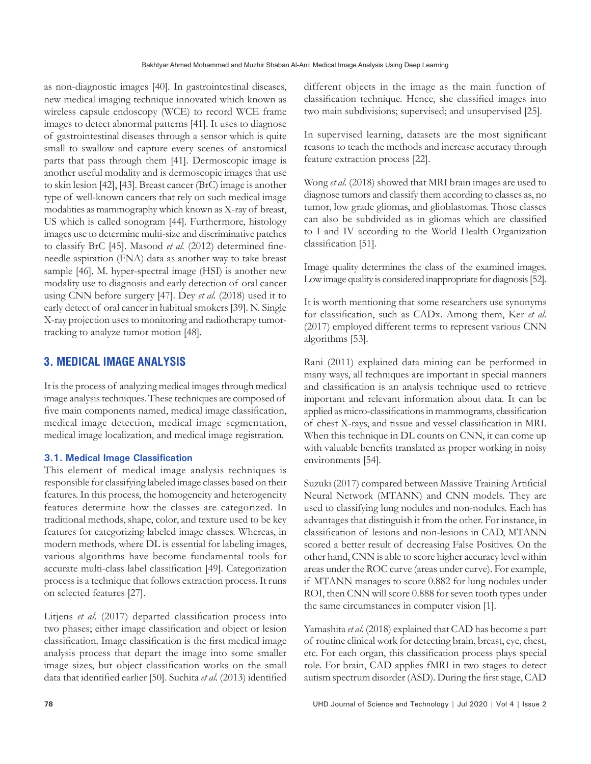as non-diagnostic images [40]. In gastrointestinal diseases, new medical imaging technique innovated which known as wireless capsule endoscopy (WCE) to record WCE frame images to detect abnormal patterns [41]. It uses to diagnose of gastrointestinal diseases through a sensor which is quite small to swallow and capture every scenes of anatomical parts that pass through them [41]. Dermoscopic image is another useful modality and is dermoscopic images that use to skin lesion [42], [43]. Breast cancer (BrC) image is another type of well-known cancers that rely on such medical image modalities as mammography which known as X-ray of breast, US which is called sonogram [44]. Furthermore, histology images use to determine multi-size and discriminative patches to classify BrC [45]. Masood *et al.* (2012) determined fine-needle aspiration (FNA) data as another way to take breast sample [46]. M. hyper-spectral image (HSI) is another new modality use to diagnosis and early detection of oral cancer using CNN before surgery [47]. Dey *et al.* (2018) used it to early detect of oral cancer in habitual smokers [39]. N. Single X-ray projection uses to monitoring and radiotherapy tumor-tracking to analyze tumor motion [48].

## 3. MEDICAL IMAGE ANALYSIS

It is the process of analyzing medical images through medical image analysis techniques. These techniques are composed of five main components named, medical image classification, medical image detection, medical image segmentation, medical image localization, and medical image registration.

### 3.1. Medical Image Classification

This element of medical image analysis techniques is responsible for classifying labeled image classes based on their features. In this process, the homogeneity and heterogeneity features determine how the classes are categorized. In traditional methods, shape, color, and texture used to be key features for categorizing labeled image classes. Whereas, in modern methods, where DL is essential for labeling images, various algorithms have become fundamental tools for accurate multi-class label classification [49]. Categorization process is a technique that follows extraction process. It runs on selected features [27].

Litjens *et al.* (2017) departed classification process into two phases; either image classification and object or lesion classification. Image classification is the first medical image analysis process that depart the image into some smaller image sizes, but object classification works on the small data that identified earlier [50]. Suchita *et al.* (2013) identified different objects in the image as the main function of classification technique. Hence, she classified images into two main subdivisions; supervised; and unsupervised [25].

In supervised learning, datasets are the most significant reasons to teach the methods and increase accuracy through feature extraction process [22].

Wong *et al.* (2018) showed that MRI brain images are used to diagnose tumors and classify them according to classes as, no tumor, low grade gliomas, and glioblastomas. Those classes can also be subdivided as in gliomas which are classified to I and IV according to the World Health Organization classification [51].

Image quality determines the class of the examined images. Low image quality is considered inappropriate for diagnosis [52].

It is worth mentioning that some researchers use synonyms for classification, such as CADx. Among them, Ker *et al.* (2017) employed different terms to represent various CNN algorithms [53].

Rani (2011) explained data mining can be performed in many ways, all techniques are important in special manners and classification is an analysis technique used to retrieve important and relevant information about data. It can be applied as micro-classifications in mammograms, classification of chest X-rays, and tissue and vessel classification in MRI. When this technique in DL counts on CNN, it can come up with valuable benefits translated as proper working in noisy environments [54].

Suzuki (2017) compared between Massive Training Artificial Neural Network (MTANN) and CNN models. They are used to classifying lung nodules and non-nodules. Each has advantages that distinguish it from the other. For instance, in classification of lesions and non-lesions in CAD, MTANN scored a better result of decreasing False Positives. On the other hand, CNN is able to score higher accuracy level within areas under the ROC curve (areas under curve). For example, if MTANN manages to score 0.882 for lung nodules under ROI, then CNN will score 0.888 for seven tooth types under the same circumstances in computer vision [1].

Yamashita *et al.* (2018) explained that CAD has become a part of routine clinical work for detecting brain, breast, eye, chest, etc. For each organ, this classification process plays special role. For brain, CAD applies fMRI in two stages to detect autism spectrum disorder (ASD). During the first stage, CAD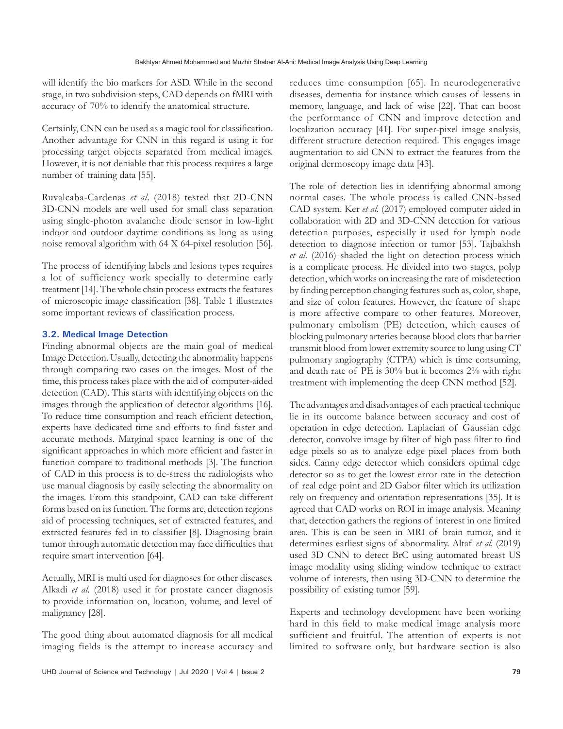will identify the bio markers for ASD. While in the second stage, in two subdivision steps, CAD depends on fMRI with accuracy of 70% to identify the anatomical structure.

Certainly, CNN can be used as a magic tool for classification. Another advantage for CNN in this regard is using it for processing target objects separated from medical images. However, it is not deniable that this process requires a large number of training data [55].

Ruvalcaba-Cardenas *et al*. (2018) tested that 2D-CNN 3D-CNN models are well used for small class separation using single-photon avalanche diode sensor in low-light indoor and outdoor daytime conditions as long as using noise removal algorithm with 64 X 64-pixel resolution [56].

The process of identifying labels and lesions types requires a lot of sufficiency work specially to determine early treatment [14]. The whole chain process extracts the features of microscopic image classification [38]. Table 1 illustrates some important reviews of classification process.

### 3.2. Medical Image Detection

Finding abnormal objects are the main goal of medical Image Detection. Usually, detecting the abnormality happens through comparing two cases on the images. Most of the time, this process takes place with the aid of computer-aided detection (CAD). This starts with identifying objects on the images through the application of detector algorithms [16]. To reduce time consumption and reach efficient detection, experts have dedicated time and efforts to find faster and accurate methods. Marginal space learning is one of the significant approaches in which more efficient and faster in function compare to traditional methods [3]. The function of CAD in this process is to de-stress the radiologists who use manual diagnosis by easily selecting the abnormality on the images. From this standpoint, CAD can take different forms based on its function. The forms are, detection regions aid of processing techniques, set of extracted features, and extracted features fed in to classifier [8]. Diagnosing brain tumor through automatic detection may face difficulties that require smart intervention [64].

Actually, MRI is multi used for diagnoses for other diseases. Alkadi *et al*. (2018) used it for prostate cancer diagnosis to provide information on, location, volume, and level of malignancy [28].

The good thing about automated diagnosis for all medical imaging fields is the attempt to increase accuracy and reduces time consumption [65]. In neurodegenerative diseases, dementia for instance which causes of lessens in memory, language, and lack of wise [22]. That can boost the performance of CNN and improve detection and localization accuracy [41]. For super-pixel image analysis, different structure detection required. This engages image augmentation to aid CNN to extract the features from the original dermoscopy image data [43].

The role of detection lies in identifying abnormal among normal cases. The whole process is called CNN-based CAD system. Ker *et al*. (2017) employed computer aided in collaboration with 2D and 3D-CNN detection for various detection purposes, especially it used for lymph node detection to diagnose infection or tumor [53]. Tajbakhsh *et al*. (2016) shaded the light on detection process which is a complicate process. He divided into two stages, polyp detection, which works on increasing the rate of misdetection by finding perception changing features such as, color, shape, and size of colon features. However, the feature of shape is more affective compare to other features. Moreover, pulmonary embolism (PE) detection, which causes of blocking pulmonary arteries because blood clots that barrier transmit blood from lower extremity source to lung using CT pulmonary angiography (CTPA) which is time consuming, and death rate of PE is 30% but it becomes 2% with right treatment with implementing the deep CNN method [52].

The advantages and disadvantages of each practical technique lie in its outcome balance between accuracy and cost of operation in edge detection. Laplacian of Gaussian edge detector, convolve image by filter of high pass filter to find edge pixels so as to analyze edge pixel places from both sides. Canny edge detector which considers optimal edge detector so as to get the lowest error rate in the detection of real edge point and 2D Gabor filter which its utilization rely on frequency and orientation representations [35]. It is agreed that CAD works on ROI in image analysis. Meaning that, detection gathers the regions of interest in one limited area. This is can be seen in MRI of brain tumor, and it determines earliest signs of abnormality. Altaf *et al*. (2019) used 3D CNN to detect BrC using automated breast US image modality using sliding window technique to extract volume of interests, then using 3D-CNN to determine the possibility of existing tumor [59].

Experts and technology development have been working hard in this field to make medical image analysis more sufficient and fruitful. The attention of experts is not limited to software only, but hardware section is also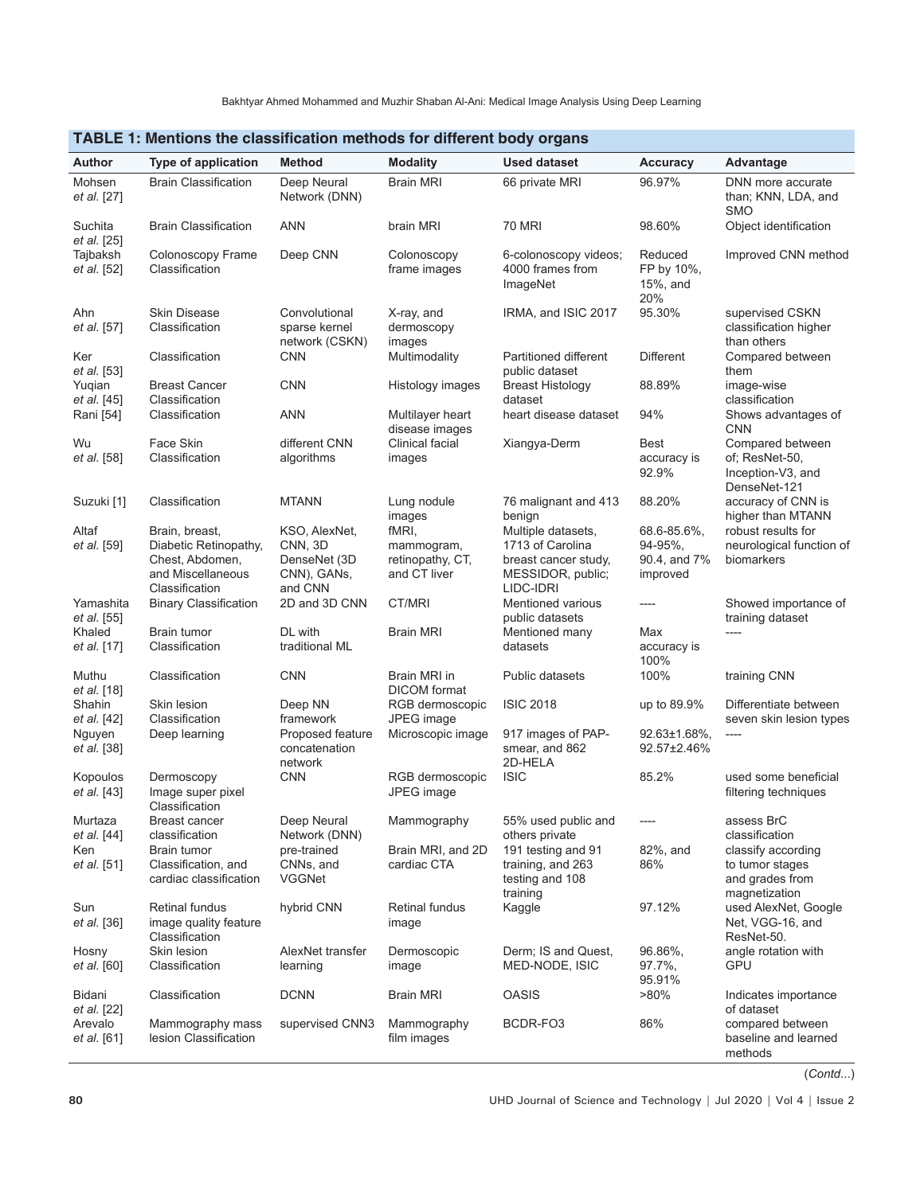**TABLE 1: Mentions the classification methods for different body organs**

| Author | Type of application | Method | Modality | Used dataset | Accuracy | Advantage |
|---|---|---|---|---|---|---|
| Mohsen *et al.* [27] | Brain Classification | Deep Neural Network (DNN) | Brain MRI | 66 private MRI | 96.97% | DNN more accurate than; KNN, LDA, and SMO |
| Suchita *et al.* [25] | Brain Classification | ANN | brain MRI | 70 MRI | 98.60% | Object identification |
| Tajbaksh *et al.* [52] | Colonoscopy Frame Classification | Deep CNN | Colonoscopy frame images | 6-colonoscopy videos; 4000 frames from ImageNet | Reduced FP by 10%, 15%, and 20% | Improved CNN method |
| Ahn *et al.* [57] | Skin Disease Classification | Convolutional sparse kernel network (CSKN) | X-ray, and dermoscopy images | IRMA, and ISIC 2017 | 95.30% | supervised CSKN classification higher than others |
| Ker *et al.* [53] | Classification | CNN | Multimodality | Partitioned different public dataset | Different | Compared between them |
| Yuqian *et al.* [45] | Breast Cancer Classification | CNN | Histology images | Breast Histology dataset | 88.89% | image-wise classification |
| Rani [54] | Classification | ANN | Multilayer heart disease images | heart disease dataset | 94% | Shows advantages of CNN |
| Wu *et al.* [58] | Face Skin Classification | different CNN algorithms | Clinical facial images | Xiangya-Derm | Best accuracy is 92.9% | Compared between of; ResNet-50, Inception-V3, and DenseNet-121 |
| Suzuki [1] | Classification | MTANN | Lung nodule images | 76 malignant and 413 benign | 88.20% | accuracy of CNN is higher than MTANN |
| Altaf *et al.* [59] | Brain, breast, Diabetic Retinopathy, Chest, Abdomen, and Miscellaneous Classification | KSO, AlexNet, CNN, 3D DenseNet (3D CNN), GANs, and CNN | fMRI, mammogram, retinopathy, CT, and CT liver | Multiple datasets, 1713 of Carolina breast cancer study, MESSIDOR, public; LIDC-IDRI | 68.6-85.6%, 94-95%, 90.4, and 7% improved | robust results for neurological function of biomarkers |
| Yamashita *et al.* [55] | Binary Classification | 2D and 3D CNN | CT/MRI | Mentioned various public datasets | ---- | Showed importance of training dataset |
| Khaled *et al.* [17] | Brain tumor Classification | DL with traditional ML | Brain MRI | Mentioned many datasets | Max accuracy is 100% | ---- |
| Muthu *et al.* [18] | Classification | CNN | Brain MRI in DICOM format | Public datasets | 100% | training CNN |
| Shahin *et al.* [42] | Skin lesion Classification | Deep NN framework | RGB dermoscopic JPEG image | ISIC 2018 | up to 89.9% | Differentiate between seven skin lesion types |
| Nguyen *et al.* [38] | Deep learning | Proposed feature concatenation network | Microscopic image | 917 images of PAP-smear, and 862 2D-HELA | 92.63±1.68%, 92.57±2.46% | ---- |
| Kopoulos *et al.* [43] | Dermoscopy Image super pixel Classification | CNN | RGB dermoscopic JPEG image | ISIC | 85.2% | used some beneficial filtering techniques |
| Murtaza *et al.* [44] | Breast cancer classification | Deep Neural Network (DNN) | Mammography | 55% used public and others private | ---- | assess BrC classification |
| Ken *et al.* [51] | Brain tumor Classification, and cardiac classification | pre-trained CNNs, and VGGNet | Brain MRI, and 2D cardiac CTA | 191 testing and 91 training, and 263 testing and 108 training | 82%, and 86% | classify according to tumor stages and grades from magnetization |
| Sun *et al.* [36] | Retinal fundus image quality feature Classification | hybrid CNN | Retinal fundus image | Kaggle | 97.12% | used AlexNet, Google Net, VGG-16, and ResNet-50. |
| Hosny *et al.* [60] | Skin lesion Classification | AlexNet transfer learning | Dermoscopic image | Derm; IS and Quest, MED-NODE, ISIC | 96.86%, 97.7%, 95.91% | angle rotation with GPU |
| Bidani *et al.* [22] | Classification | DCNN | Brain MRI | OASIS | >80% | Indicates importance of dataset |
| Arevalo *et al.* [61] | Mammography mass lesion Classification | supervised CNN3 | Mammography film images | BCDR-FO3 | 86% | compared between baseline and learned methods |

(*Contd...*)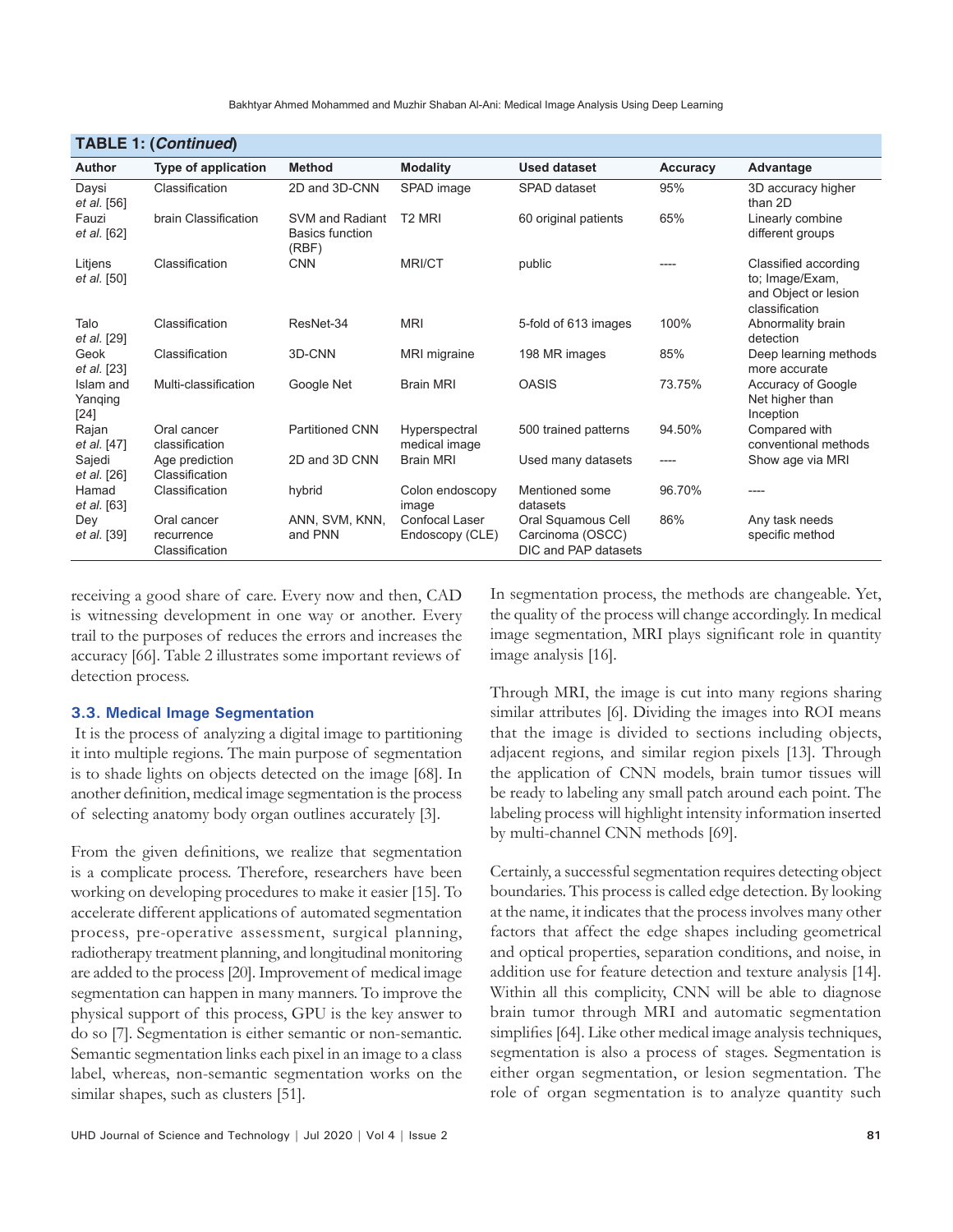**TABLE 1: (*Continued*)**

| Author | Type of application | Method | Modality | Used dataset | Accuracy | Advantage |
|---|---|---|---|---|---|---|
| Daysi *et al.* [56] | Classification | 2D and 3D-CNN | SPAD image | SPAD dataset | 95% | 3D accuracy higher than 2D |
| Fauzi *et al.* [62] | brain Classification | SVM and Radiant Basics function (RBF) | T2 MRI | 60 original patients | 65% | Linearly combine different groups |
| Litjens *et al.* [50] | Classification | CNN | MRI/CT | public | ---- | Classified according to; Image/Exam, and Object or lesion classification |
| Talo *et al.* [29] | Classification | ResNet-34 | MRI | 5-fold of 613 images | 100% | Abnormality brain detection |
| Geok *et al.* [23] | Classification | 3D-CNN | MRI migraine | 198 MR images | 85% | Deep learning methods more accurate |
| Islam and Yanqing [24] | Multi-classification | Google Net | Brain MRI | OASIS | 73.75% | Accuracy of Google Net higher than Inception |
| Rajan *et al.* [47] | Oral cancer classification | Partitioned CNN | Hyperspectral medical image | 500 trained patterns | 94.50% | Compared with conventional methods |
| Sajedi *et al.* [26] | Age prediction Classification | 2D and 3D CNN | Brain MRI | Used many datasets | ---- | Show age via MRI |
| Hamad *et al.* [63] | Classification | hybrid | Colon endoscopy image | Mentioned some datasets | 96.70% | ---- |
| Dey *et al.* [39] | Oral cancer recurrence Classification | ANN, SVM, KNN, and PNN | Confocal Laser Endoscopy (CLE) | Oral Squamous Cell Carcinoma (OSCC) DIC and PAP datasets | 86% | Any task needs specific method |

receiving a good share of care. Every now and then, CAD is witnessing development in one way or another. Every trail to the purposes of reduces the errors and increases the accuracy [66]. Table 2 illustrates some important reviews of detection process.

### 3.3. Medical Image Segmentation

It is the process of analyzing a digital image to partitioning it into multiple regions. The main purpose of segmentation is to shade lights on objects detected on the image [68]. In another definition, medical image segmentation is the process of selecting anatomy body organ outlines accurately [3].

From the given definitions, we realize that segmentation is a complicate process. Therefore, researchers have been working on developing procedures to make it easier [15]. To accelerate different applications of automated segmentation process, pre-operative assessment, surgical planning, radiotherapy treatment planning, and longitudinal monitoring are added to the process [20]. Improvement of medical image segmentation can happen in many manners. To improve the physical support of this process, GPU is the key answer to do so [7]. Segmentation is either semantic or non-semantic. Semantic segmentation links each pixel in an image to a class label, whereas, non-semantic segmentation works on the similar shapes, such as clusters [51].

In segmentation process, the methods are changeable. Yet, the quality of the process will change accordingly. In medical image segmentation, MRI plays significant role in quantity image analysis [16].

Through MRI, the image is cut into many regions sharing similar attributes [6]. Dividing the images into ROI means that the image is divided to sections including objects, adjacent regions, and similar region pixels [13]. Through the application of CNN models, brain tumor tissues will be ready to labeling any small patch around each point. The labeling process will highlight intensity information inserted by multi-channel CNN methods [69].

Certainly, a successful segmentation requires detecting object boundaries. This process is called edge detection. By looking at the name, it indicates that the process involves many other factors that affect the edge shapes including geometrical and optical properties, separation conditions, and noise, in addition use for feature detection and texture analysis [14]. Within all this complicity, CNN will be able to diagnose brain tumor through MRI and automatic segmentation simplifies [64]. Like other medical image analysis techniques, segmentation is also a process of stages. Segmentation is either organ segmentation, or lesion segmentation. The role of organ segmentation is to analyze quantity such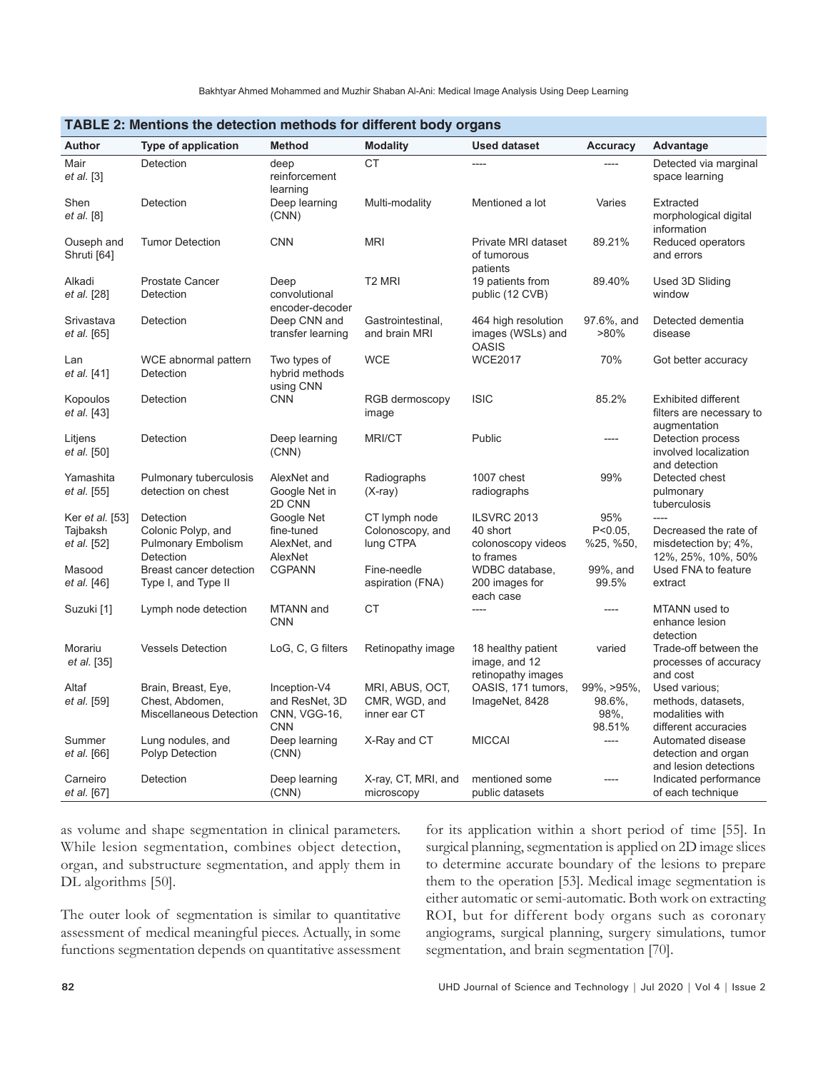**TABLE 2: Mentions the detection methods for different body organs**

| Author | Type of application | Method | Modality | Used dataset | Accuracy | Advantage |
|---|---|---|---|---|---|---|
| Mair *et al.* [3] | Detection | deep reinforcement learning | CT | ---- | ---- | Detected via marginal space learning |
| Shen *et al.* [8] | Detection | Deep learning (CNN) | Multi-modality | Mentioned a lot | Varies | Extracted morphological digital information |
| Ouseph and Shruti [64] | Tumor Detection | CNN | MRI | Private MRI dataset of tumorous patients | 89.21% | Reduced operators and errors |
| Alkadi *et al.* [28] | Prostate Cancer Detection | Deep convolutional encoder-decoder | T2 MRI | 19 patients from public (12 CVB) | 89.40% | Used 3D Sliding window |
| Srivastava *et al.* [65] | Detection | Deep CNN and transfer learning | Gastrointestinal, and brain MRI | 464 high resolution images (WSLs) and OASIS | 97.6%, and >80% | Detected dementia disease |
| Lan *et al.* [41] | WCE abnormal pattern Detection | Two types of hybrid methods using CNN | WCE | WCE2017 | 70% | Got better accuracy |
| Kopoulos *et al.* [43] | Detection | CNN | RGB dermoscopy image | ISIC | 85.2% | Exhibited different filters are necessary to augmentation |
| Litjens *et al.* [50] | Detection | Deep learning (CNN) | MRI/CT | Public | ---- | Detection process involved localization and detection |
| Yamashita *et al.* [55] | Pulmonary tuberculosis detection on chest | AlexNet and Google Net in 2D CNN | Radiographs (X-ray) | 1007 chest radiographs | 99% | Detected chest pulmonary tuberculosis |
| Ker *et al.* [53] | Detection | Google Net | CT lymph node | ILSVRC 2013 | 95% | ---- |
| Tajbaksh *et al.* [52] | Colonic Polyp, and Pulmonary Embolism Detection | fine-tuned AlexNet, and AlexNet | Colonoscopy, and lung CTPA | 40 short colonoscopy videos to frames | P<0.05, %25, %50, | Decreased the rate of misdetection by; 4%, 12%, 25%, 10%, 50% |
| Masood *et al.* [46] | Breast cancer detection Type I, and Type II | CGPANN | Fine-needle aspiration (FNA) | WDBC database, 200 images for each case | 99%, and 99.5% | Used FNA to feature extract |
| Suzuki [1] | Lymph node detection | MTANN and CNN | CT | ---- | ---- | MTANN used to enhance lesion detection |
| Morariu *et al.* [35] | Vessels Detection | LoG, C, G filters | Retinopathy image | 18 healthy patient image, and 12 retinopathy images | varied | Trade-off between the processes of accuracy and cost |
| Altaf *et al.* [59] | Brain, Breast, Eye, Chest, Abdomen, Miscellaneous Detection | Inception-V4 and ResNet, 3D CNN, VGG-16, CNN | MRI, ABUS, OCT, CMR, WGD, and inner ear CT | OASIS, 171 tumors, ImageNet, 8428 | 99%, >95%, 98.6%, 98%, 98.51% | Used various; methods, datasets, modalities with different accuracies |
| Summer *et al.* [66] | Lung nodules, and Polyp Detection | Deep learning (CNN) | X-Ray and CT | MICCAI | ---- | Automated disease detection and organ and lesion detections |
| Carneiro *et al.* [67] | Detection | Deep learning (CNN) | X-ray, CT, MRI, and microscopy | mentioned some public datasets | ---- | Indicated performance of each technique |

as volume and shape segmentation in clinical parameters. While lesion segmentation, combines object detection, organ, and substructure segmentation, and apply them in DL algorithms [50].

The outer look of segmentation is similar to quantitative assessment of medical meaningful pieces. Actually, in some functions segmentation depends on quantitative assessment for its application within a short period of time [55]. In surgical planning, segmentation is applied on 2D image slices to determine accurate boundary of the lesions to prepare them to the operation [53]. Medical image segmentation is either automatic or semi-automatic. Both work on extracting ROI, but for different body organs such as coronary angiograms, surgical planning, surgery simulations, tumor segmentation, and brain segmentation [70].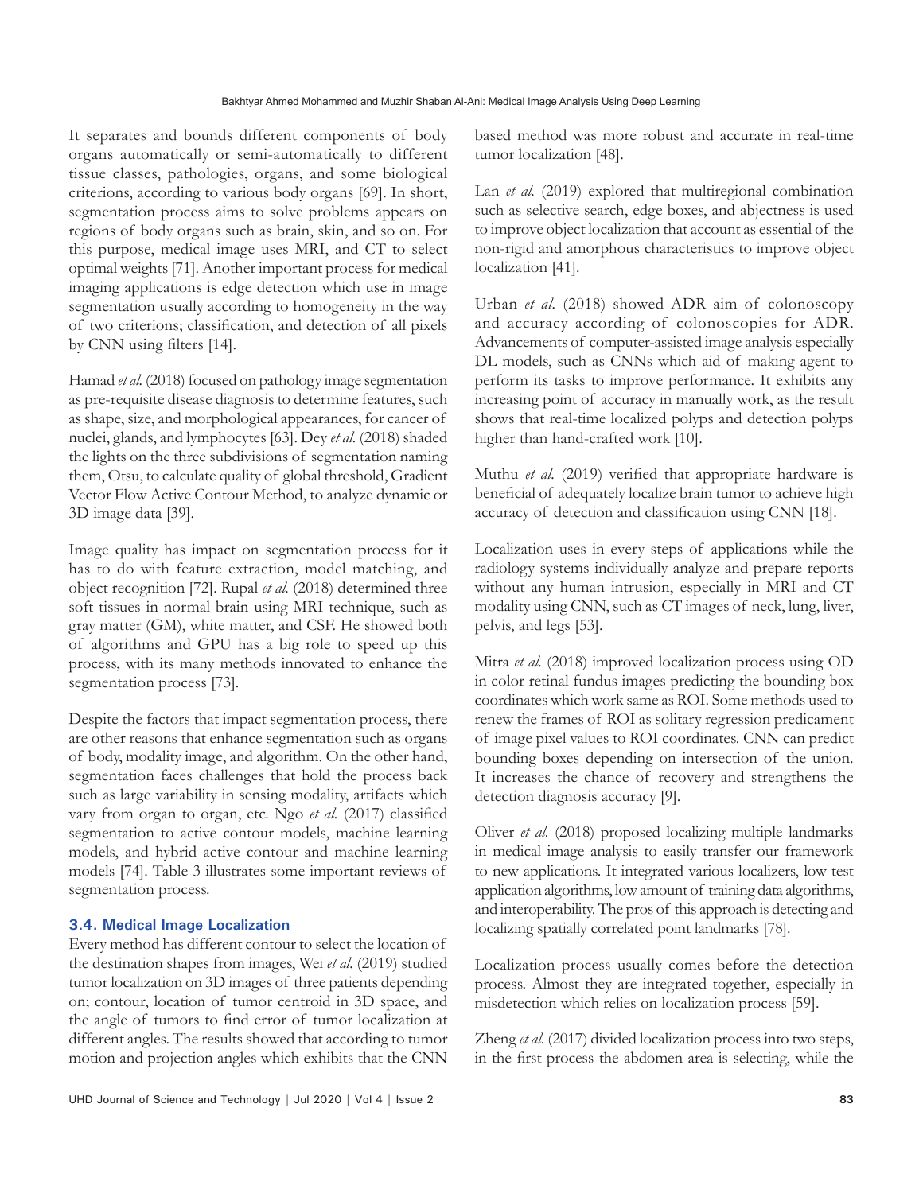It separates and bounds different components of body organs automatically or semi-automatically to different tissue classes, pathologies, organs, and some biological criterions, according to various body organs [69]. In short, segmentation process aims to solve problems appears on regions of body organs such as brain, skin, and so on. For this purpose, medical image uses MRI, and CT to select optimal weights [71]. Another important process for medical imaging applications is edge detection which use in image segmentation usually according to homogeneity in the way of two criterions; classification, and detection of all pixels by CNN using filters [14].

Hamad *et al.* (2018) focused on pathology image segmentation as pre-requisite disease diagnosis to determine features, such as shape, size, and morphological appearances, for cancer of nuclei, glands, and lymphocytes [63]. Dey *et al.* (2018) shaded the lights on the three subdivisions of segmentation naming them, Otsu, to calculate quality of global threshold, Gradient Vector Flow Active Contour Method, to analyze dynamic or 3D image data [39].

Image quality has impact on segmentation process for it has to do with feature extraction, model matching, and object recognition [72]. Rupal *et al.* (2018) determined three soft tissues in normal brain using MRI technique, such as gray matter (GM), white matter, and CSF. He showed both of algorithms and GPU has a big role to speed up this process, with its many methods innovated to enhance the segmentation process [73].

Despite the factors that impact segmentation process, there are other reasons that enhance segmentation such as organs of body, modality image, and algorithm. On the other hand, segmentation faces challenges that hold the process back such as large variability in sensing modality, artifacts which vary from organ to organ, etc. Ngo *et al.* (2017) classified segmentation to active contour models, machine learning models, and hybrid active contour and machine learning models [74]. Table 3 illustrates some important reviews of segmentation process.

### 3.4. Medical Image Localization

Every method has different contour to select the location of the destination shapes from images, Wei *et al.* (2019) studied tumor localization on 3D images of three patients depending on; contour, location of tumor centroid in 3D space, and the angle of tumors to find error of tumor localization at different angles. The results showed that according to tumor motion and projection angles which exhibits that the CNN based method was more robust and accurate in real-time tumor localization [48].

Lan *et al.* (2019) explored that multiregional combination such as selective search, edge boxes, and abjectness is used to improve object localization that account as essential of the non-rigid and amorphous characteristics to improve object localization [41].

Urban *et al.* (2018) showed ADR aim of colonoscopy and accuracy according of colonoscopies for ADR. Advancements of computer-assisted image analysis especially DL models, such as CNNs which aid of making agent to perform its tasks to improve performance. It exhibits any increasing point of accuracy in manually work, as the result shows that real-time localized polyps and detection polyps higher than hand-crafted work [10].

Muthu *et al.* (2019) verified that appropriate hardware is beneficial of adequately localize brain tumor to achieve high accuracy of detection and classification using CNN [18].

Localization uses in every steps of applications while the radiology systems individually analyze and prepare reports without any human intrusion, especially in MRI and CT modality using CNN, such as CT images of neck, lung, liver, pelvis, and legs [53].

Mitra *et al.* (2018) improved localization process using OD in color retinal fundus images predicting the bounding box coordinates which work same as ROI. Some methods used to renew the frames of ROI as solitary regression predicament of image pixel values to ROI coordinates. CNN can predict bounding boxes depending on intersection of the union. It increases the chance of recovery and strengthens the detection diagnosis accuracy [9].

Oliver *et al.* (2018) proposed localizing multiple landmarks in medical image analysis to easily transfer our framework to new applications. It integrated various localizers, low test application algorithms, low amount of training data algorithms, and interoperability. The pros of this approach is detecting and localizing spatially correlated point landmarks [78].

Localization process usually comes before the detection process. Almost they are integrated together, especially in misdetection which relies on localization process [59].

Zheng *et al.* (2017) divided localization process into two steps, in the first process the abdomen area is selecting, while the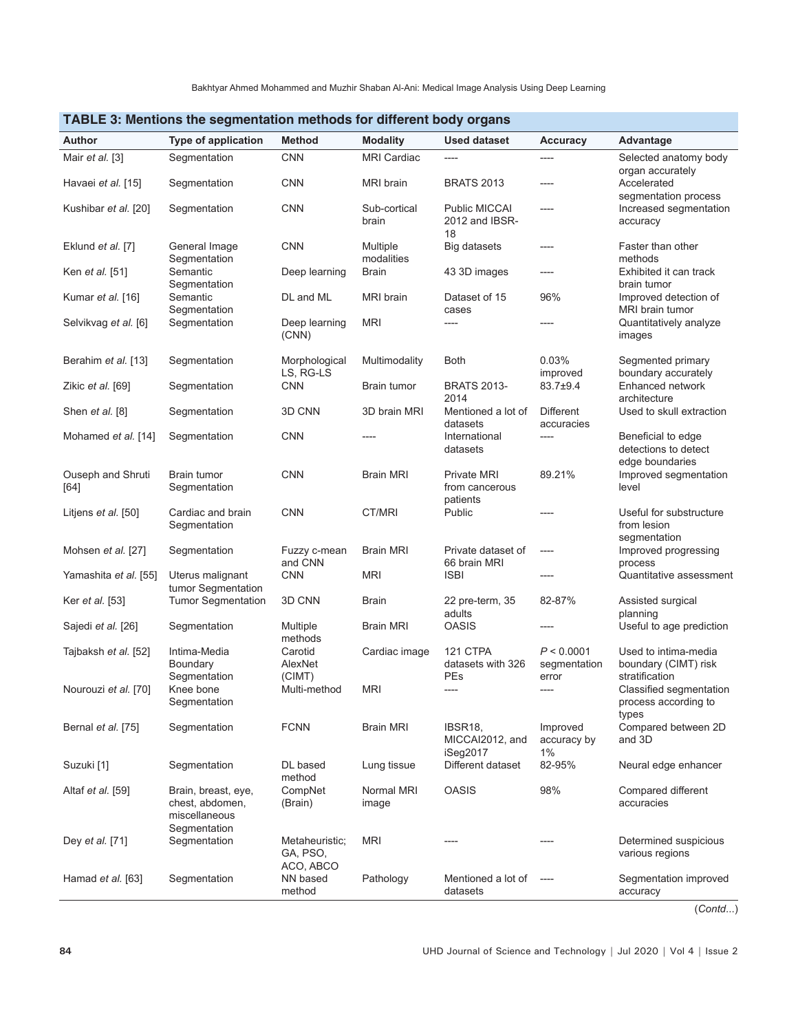**TABLE 3: Mentions the segmentation methods for different body organs**

| Author | Type of application | Method | Modality | Used dataset | Accuracy | Advantage |
|---|---|---|---|---|---|---|
| Mair *et al.* [3] | Segmentation | CNN | MRI Cardiac | ---- | ---- | Selected anatomy body organ accurately |
| Havaei *et al.* [15] | Segmentation | CNN | MRI brain | BRATS 2013 | ---- | Accelerated segmentation process |
| Kushibar *et al.* [20] | Segmentation | CNN | Sub-cortical brain | Public MICCAI 2012 and IBSR-18 | ---- | Increased segmentation accuracy |
| Eklund *et al.* [7] | General Image Segmentation | CNN | Multiple modalities | Big datasets | ---- | Faster than other methods |
| Ken *et al.* [51] | Semantic Segmentation | Deep learning | Brain | 43 3D images | ---- | Exhibited it can track brain tumor |
| Kumar *et al.* [16] | Semantic Segmentation | DL and ML | MRI brain | Dataset of 15 cases | 96% | Improved detection of MRI brain tumor |
| Selvikvag *et al.* [6] | Segmentation | Deep learning (CNN) | MRI | ---- | ---- | Quantitatively analyze images |
| Berahim *et al.* [13] | Segmentation | Morphological LS, RG-LS | Multimodality | Both | 0.03% improved | Segmented primary boundary accurately |
| Zikic *et al.* [69] | Segmentation | CNN | Brain tumor | BRATS 2013-2014 | 83.7±9.4 | Enhanced network architecture |
| Shen *et al.* [8] | Segmentation | 3D CNN | 3D brain MRI | Mentioned a lot of datasets | Different accuracies | Used to skull extraction |
| Mohamed *et al.* [14] | Segmentation | CNN | ---- | International datasets | ---- | Beneficial to edge detections to detect edge boundaries |
| Ouseph and Shruti [64] | Brain tumor Segmentation | CNN | Brain MRI | Private MRI from cancerous patients | 89.21% | Improved segmentation level |
| Litjens *et al.* [50] | Cardiac and brain Segmentation | CNN | CT/MRI | Public | ---- | Useful for substructure from lesion segmentation |
| Mohsen *et al.* [27] | Segmentation | Fuzzy c-mean and CNN | Brain MRI | Private dataset of 66 brain MRI | ---- | Improved progressing process |
| Yamashita *et al.* [55] | Uterus malignant tumor Segmentation | CNN | MRI | ISBI | ---- | Quantitative assessment |
| Ker *et al.* [53] | Tumor Segmentation | 3D CNN | Brain | 22 pre-term, 35 adults | 82-87% | Assisted surgical planning |
| Sajedi *et al.* [26] | Segmentation | Multiple methods | Brain MRI | OASIS | ---- | Useful to age prediction |
| Tajbaksh *et al.* [52] | Intima-Media Boundary Segmentation | Carotid AlexNet (CIMT) | Cardiac image | 121 CTPA datasets with 326 PEs | $P < 0.0001$ segmentation error | Used to intima-media boundary (CIMT) risk stratification |
| Nourouzi *et al.* [70] | Knee bone Segmentation | Multi-method | MRI | ---- | ---- | Classified segmentation process according to types |
| Bernal *et al.* [75] | Segmentation | FCNN | Brain MRI | IBSR18, MICCAI2012, and iSeg2017 | Improved accuracy by 1% | Compared between 2D and 3D |
| Suzuki [1] | Segmentation | DL based method | Lung tissue | Different dataset | 82-95% | Neural edge enhancer |
| Altaf *et al.* [59] | Brain, breast, eye, chest, abdomen, miscellaneous Segmentation | CompNet (Brain) | Normal MRI image | OASIS | 98% | Compared different accuracies |
| Dey *et al.* [71] | Segmentation | Metaheuristic; GA, PSO, ACO, ABCO | MRI | ---- | ---- | Determined suspicious various regions |
| Hamad *et al.* [63] | Segmentation | NN based method | Pathology | Mentioned a lot of datasets | ---- | Segmentation improved accuracy |

(*Contd...*)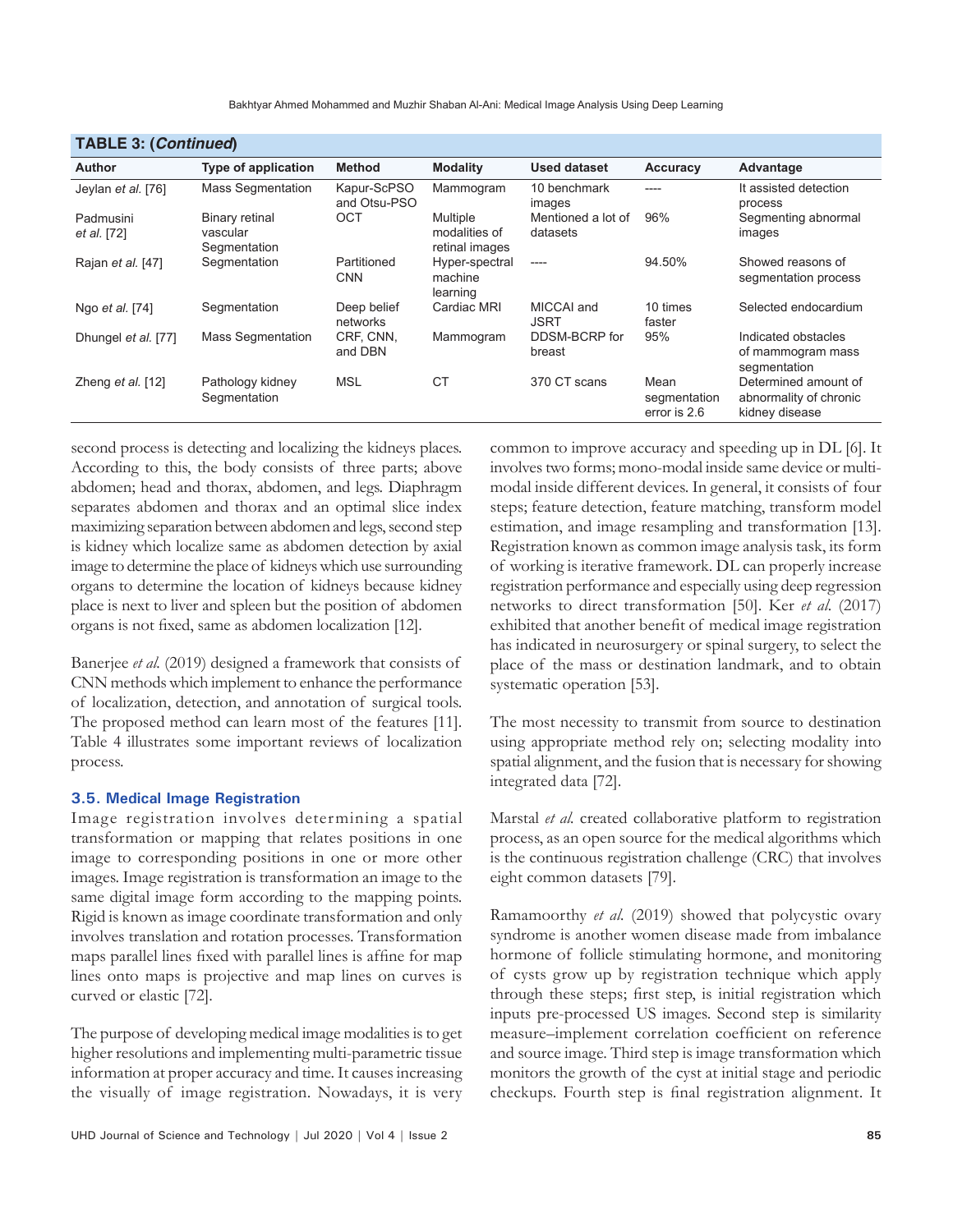**TABLE 3: (*Continued*)**

| Author | Type of application | Method | Modality | Used dataset | Accuracy | Advantage |
|---|---|---|---|---|---|---|
| Jeylan *et al.* [76] | Mass Segmentation | Kapur-ScPSO and Otsu-PSO | Mammogram | 10 benchmark images | ---- | It assisted detection process |
| Padmusini *et al.* [72] | Binary retinal vascular Segmentation | OCT | Multiple modalities of retinal images | Mentioned a lot of datasets | 96% | Segmenting abnormal images |
| Rajan *et al.* [47] | Segmentation | Partitioned CNN | Hyper-spectral machine learning | ---- | 94.50% | Showed reasons of segmentation process |
| Ngo *et al.* [74] | Segmentation | Deep belief networks | Cardiac MRI | MICCAI and JSRT | 10 times faster | Selected endocardium |
| Dhungel *et al.* [77] | Mass Segmentation | CRF, CNN, and DBN | Mammogram | DDSM-BCRP for breast | 95% | Indicated obstacles of mammogram mass segmentation |
| Zheng *et al.* [12] | Pathology kidney Segmentation | MSL | CT | 370 CT scans | Mean segmentation error is 2.6 | Determined amount of abnormality of chronic kidney disease |

second process is detecting and localizing the kidneys places. According to this, the body consists of three parts; above abdomen; head and thorax, abdomen, and legs. Diaphragm separates abdomen and thorax and an optimal slice index maximizing separation between abdomen and legs, second step is kidney which localize same as abdomen detection by axial image to determine the place of kidneys which use surrounding organs to determine the location of kidneys because kidney place is next to liver and spleen but the position of abdomen organs is not fixed, same as abdomen localization [12].

Banerjee *et al.* (2019) designed a framework that consists of CNN methods which implement to enhance the performance of localization, detection, and annotation of surgical tools. The proposed method can learn most of the features [11]. Table 4 illustrates some important reviews of localization process.

### 3.5. Medical Image Registration

Image registration involves determining a spatial transformation or mapping that relates positions in one image to corresponding positions in one or more other images. Image registration is transformation an image to the same digital image form according to the mapping points. Rigid is known as image coordinate transformation and only involves translation and rotation processes. Transformation maps parallel lines fixed with parallel lines is affine for map lines onto maps is projective and map lines on curves is curved or elastic [72].

The purpose of developing medical image modalities is to get higher resolutions and implementing multi-parametric tissue information at proper accuracy and time. It causes increasing the visually of image registration. Nowadays, it is very common to improve accuracy and speeding up in DL [6]. It involves two forms; mono-modal inside same device or multi-modal inside different devices. In general, it consists of four steps; feature detection, feature matching, transform model estimation, and image resampling and transformation [13]. Registration known as common image analysis task, its form of working is iterative framework. DL can properly increase registration performance and especially using deep regression networks to direct transformation [50]. Ker *et al.* (2017) exhibited that another benefit of medical image registration has indicated in neurosurgery or spinal surgery, to select the place of the mass or destination landmark, and to obtain systematic operation [53].

The most necessity to transmit from source to destination using appropriate method rely on; selecting modality into spatial alignment, and the fusion that is necessary for showing integrated data [72].

Marstal *et al.* created collaborative platform to registration process, as an open source for the medical algorithms which is the continuous registration challenge (CRC) that involves eight common datasets [79].

Ramamoorthy *et al.* (2019) showed that polycystic ovary syndrome is another women disease made from imbalance hormone of follicle stimulating hormone, and monitoring of cysts grow up by registration technique which apply through these steps; first step, is initial registration which inputs pre-processed US images. Second step is similarity measure–implement correlation coefficient on reference and source image. Third step is image transformation which monitors the growth of the cyst at initial stage and periodic checkups. Fourth step is final registration alignment. It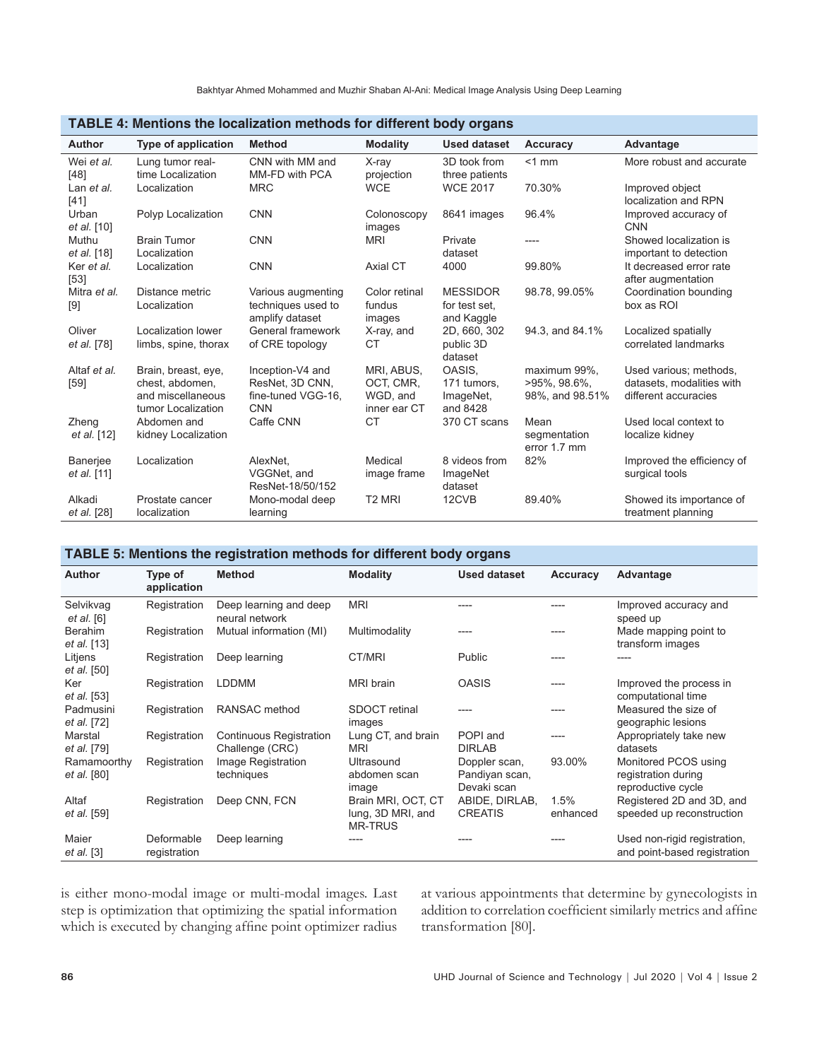**TABLE 4: Mentions the localization methods for different body organs**

| Author | Type of application | Method | Modality | Used dataset | Accuracy | Advantage |
|---|---|---|---|---|---|---|
| Wei *et al.* [48] | Lung tumor real-time Localization | CNN with MM and MM-FD with PCA | X-ray projection | 3D took from three patients | <1 mm | More robust and accurate |
| Lan *et al.* [41] | Localization | MRC | WCE | WCE 2017 | 70.30% | Improved object localization and RPN |
| Urban *et al.* [10] | Polyp Localization | CNN | Colonoscopy images | 8641 images | 96.4% | Improved accuracy of CNN |
| Muthu *et al.* [18] | Brain Tumor Localization | CNN | MRI | Private dataset | ---- | Showed localization is important to detection |
| Ker *et al.* [53] | Localization | CNN | Axial CT | 4000 | 99.80% | It decreased error rate after augmentation |
| Mitra *et al.* [9] | Distance metric Localization | Various augmenting techniques used to amplify dataset | Color retinal fundus images | MESSIDOR for test set, and Kaggle | 98.78, 99.05% | Coordination bounding box as ROI |
| Oliver *et al.* [78] | Localization lower limbs, spine, thorax | General framework of CRE topology | X-ray, and CT | 2D, 660, 302 public 3D dataset | 94.3, and 84.1% | Localized spatially correlated landmarks |
| Altaf *et al.* [59] | Brain, breast, eye, chest, abdomen, and miscellaneous tumor Localization | Inception-V4 and ResNet, 3D CNN, fine-tuned VGG-16, CNN | MRI, ABUS, OCT, CMR, WGD, and inner ear CT | OASIS, 171 tumors, ImageNet, and 8428 | maximum 99%, >95%, 98.6%, 98%, and 98.51% | Used various; methods, datasets, modalities with different accuracies |
| Zheng *et al.* [12] | Abdomen and kidney Localization | Caffe CNN | CT | 370 CT scans | Mean segmentation error 1.7 mm | Used local context to localize kidney |
| Banerjee *et al.* [11] | Localization | AlexNet, VGGNet, and ResNet-18/50/152 | Medical image frame | 8 videos from ImageNet dataset | 82% | Improved the efficiency of surgical tools |
| Alkadi *et al.* [28] | Prostate cancer localization | Mono-modal deep learning | T2 MRI | 12CVB | 89.40% | Showed its importance of treatment planning |

**TABLE 5: Mentions the registration methods for different body organs**

| Author | Type of application | Method | Modality | Used dataset | Accuracy | Advantage |
|---|---|---|---|---|---|---|
| Selvikvag *et al.* [6] | Registration | Deep learning and deep neural network | MRI | ---- | ---- | Improved accuracy and speed up |
| Berahim *et al.* [13] | Registration | Mutual information (MI) | Multimodality | ---- | ---- | Made mapping point to transform images |
| Litjens *et al.* [50] | Registration | Deep learning | CT/MRI | Public | ---- | ---- |
| Ker *et al.* [53] | Registration | LDDMM | MRI brain | OASIS | ---- | Improved the process in computational time |
| Padmusini *et al.* [72] | Registration | RANSAC method | SDOCT retinal images | ---- | ---- | Measured the size of geographic lesions |
| Marstal *et al.* [79] | Registration | Continuous Registration Challenge (CRC) | Lung CT, and brain MRI | POPI and DIRLAB | ---- | Appropriately take new datasets |
| Ramamoorthy *et al.* [80] | Registration | Image Registration techniques | Ultrasound abdomen scan image | Doppler scan, Pandiyan scan, Devaki scan | 93.00% | Monitored PCOS using registration during reproductive cycle |
| Altaf *et al.* [59] | Registration | Deep CNN, FCN | Brain MRI, OCT, CT lung, 3D MRI, and MR-TRUS | ABIDE, DIRLAB, CREATIS | 1.5% enhanced | Registered 2D and 3D, and speeded up reconstruction |
| Maier *et al.* [3] | Deformable registration | Deep learning | ---- | ---- | ---- | Used non-rigid registration, and point-based registration |

is either mono-modal image or multi-modal images. Last step is optimization that optimizing the spatial information which is executed by changing affine point optimizer radius at various appointments that determine by gynecologists in addition to correlation coefficient similarly metrics and affine transformation [80].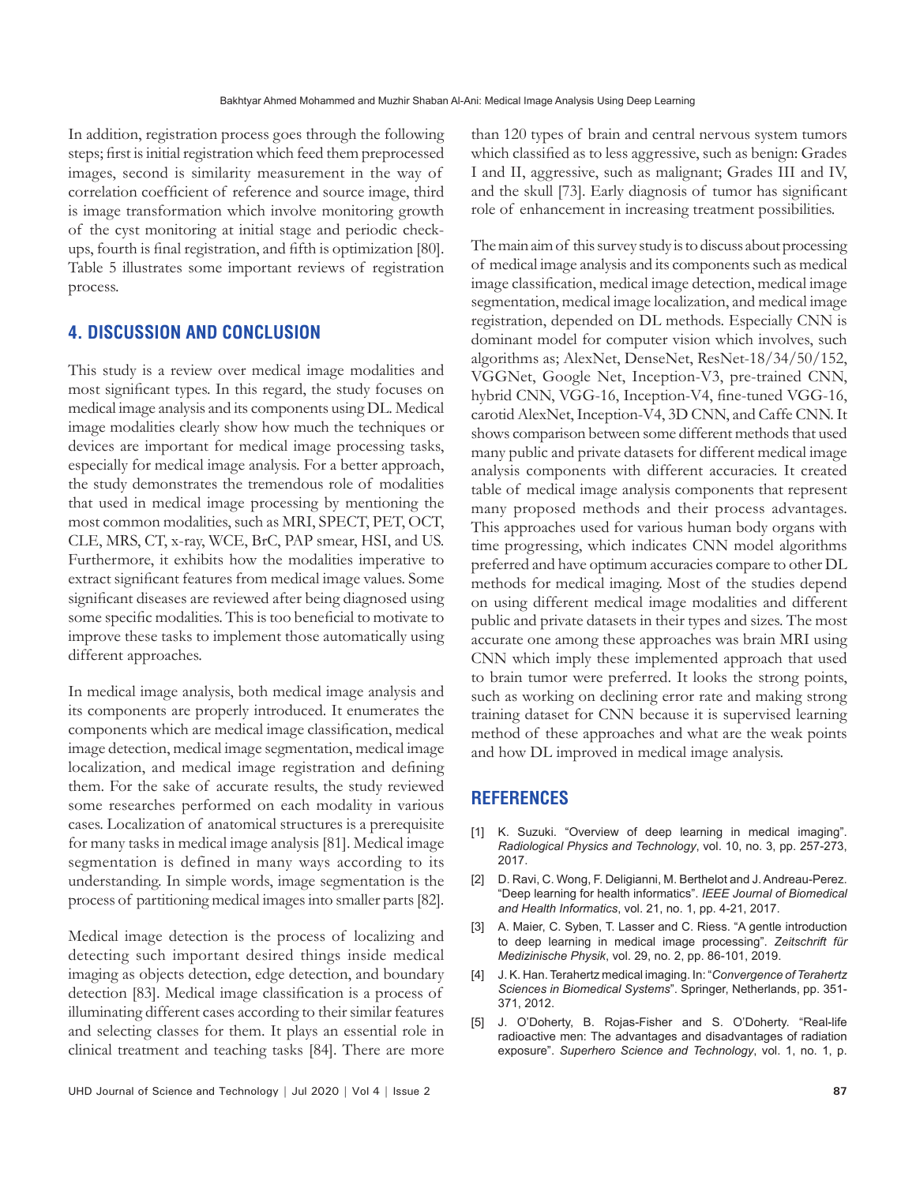In addition, registration process goes through the following steps; first is initial registration which feed them preprocessed images, second is similarity measurement in the way of correlation coefficient of reference and source image, third is image transformation which involve monitoring growth of the cyst monitoring at initial stage and periodic check-ups, fourth is final registration, and fifth is optimization [80]. Table 5 illustrates some important reviews of registration process.

## 4. DISCUSSION AND CONCLUSION

This study is a review over medical image modalities and most significant types. In this regard, the study focuses on medical image analysis and its components using DL. Medical image modalities clearly show how much the techniques or devices are important for medical image processing tasks, especially for medical image analysis. For a better approach, the study demonstrates the tremendous role of modalities that used in medical image processing by mentioning the most common modalities, such as MRI, SPECT, PET, OCT, CLE, MRS, CT, x-ray, WCE, BrC, PAP smear, HSI, and US. Furthermore, it exhibits how the modalities imperative to extract significant features from medical image values. Some significant diseases are reviewed after being diagnosed using some specific modalities. This is too beneficial to motivate to improve these tasks to implement those automatically using different approaches.

In medical image analysis, both medical image analysis and its components are properly introduced. It enumerates the components which are medical image classification, medical image detection, medical image segmentation, medical image localization, and medical image registration and defining them. For the sake of accurate results, the study reviewed some researches performed on each modality in various cases. Localization of anatomical structures is a prerequisite for many tasks in medical image analysis [81]. Medical image segmentation is defined in many ways according to its understanding. In simple words, image segmentation is the process of partitioning medical images into smaller parts [82].

Medical image detection is the process of localizing and detecting such important desired things inside medical imaging as objects detection, edge detection, and boundary detection [83]. Medical image classification is a process of illuminating different cases according to their similar features and selecting classes for them. It plays an essential role in clinical treatment and teaching tasks [84]. There are more than 120 types of brain and central nervous system tumors which classified as to less aggressive, such as benign: Grades I and II, aggressive, such as malignant; Grades III and IV, and the skull [73]. Early diagnosis of tumor has significant role of enhancement in increasing treatment possibilities.

The main aim of this survey study is to discuss about processing of medical image analysis and its components such as medical image classification, medical image detection, medical image segmentation, medical image localization, and medical image registration, depended on DL methods. Especially CNN is dominant model for computer vision which involves, such algorithms as; AlexNet, DenseNet, ResNet-18/34/50/152, VGGNet, Google Net, Inception-V3, pre-trained CNN, hybrid CNN, VGG-16, Inception-V4, fine-tuned VGG-16, carotid AlexNet, Inception-V4, 3D CNN, and Caffe CNN. It shows comparison between some different methods that used many public and private datasets for different medical image analysis components with different accuracies. It created table of medical image analysis components that represent many proposed methods and their process advantages. This approaches used for various human body organs with time progressing, which indicates CNN model algorithms preferred and have optimum accuracies compare to other DL methods for medical imaging. Most of the studies depend on using different medical image modalities and different public and private datasets in their types and sizes. The most accurate one among these approaches was brain MRI using CNN which imply these implemented approach that used to brain tumor were preferred. It looks the strong points, such as working on declining error rate and making strong training dataset for CNN because it is supervised learning method of these approaches and what are the weak points and how DL improved in medical image analysis.

## REFERENCES

[1] K. Suzuki. "Overview of deep learning in medical imaging". *Radiological Physics and Technology*, vol. 10, no. 3, pp. 257-273, 2017.

[2] D. Ravi, C. Wong, F. Deligianni, M. Berthelot and J. Andreau-Perez. "Deep learning for health informatics". *IEEE Journal of Biomedical and Health Informatics*, vol. 21, no. 1, pp. 4-21, 2017.

[3] A. Maier, C. Syben, T. Lasser and C. Riess. "A gentle introduction to deep learning in medical image processing". *Zeitschrift für Medizinische Physik*, vol. 29, no. 2, pp. 86-101, 2019.

[4] J. K. Han. Terahertz medical imaging. In: "*Convergence of Terahertz Sciences in Biomedical Systems*". Springer, Netherlands, pp. 351-371, 2012.

[5] J. O'Doherty, B. Rojas-Fisher and S. O'Doherty. "Real-life radioactive men: The advantages and disadvantages of radiation exposure". *Superhero Science and Technology*, vol. 1, no. 1, p.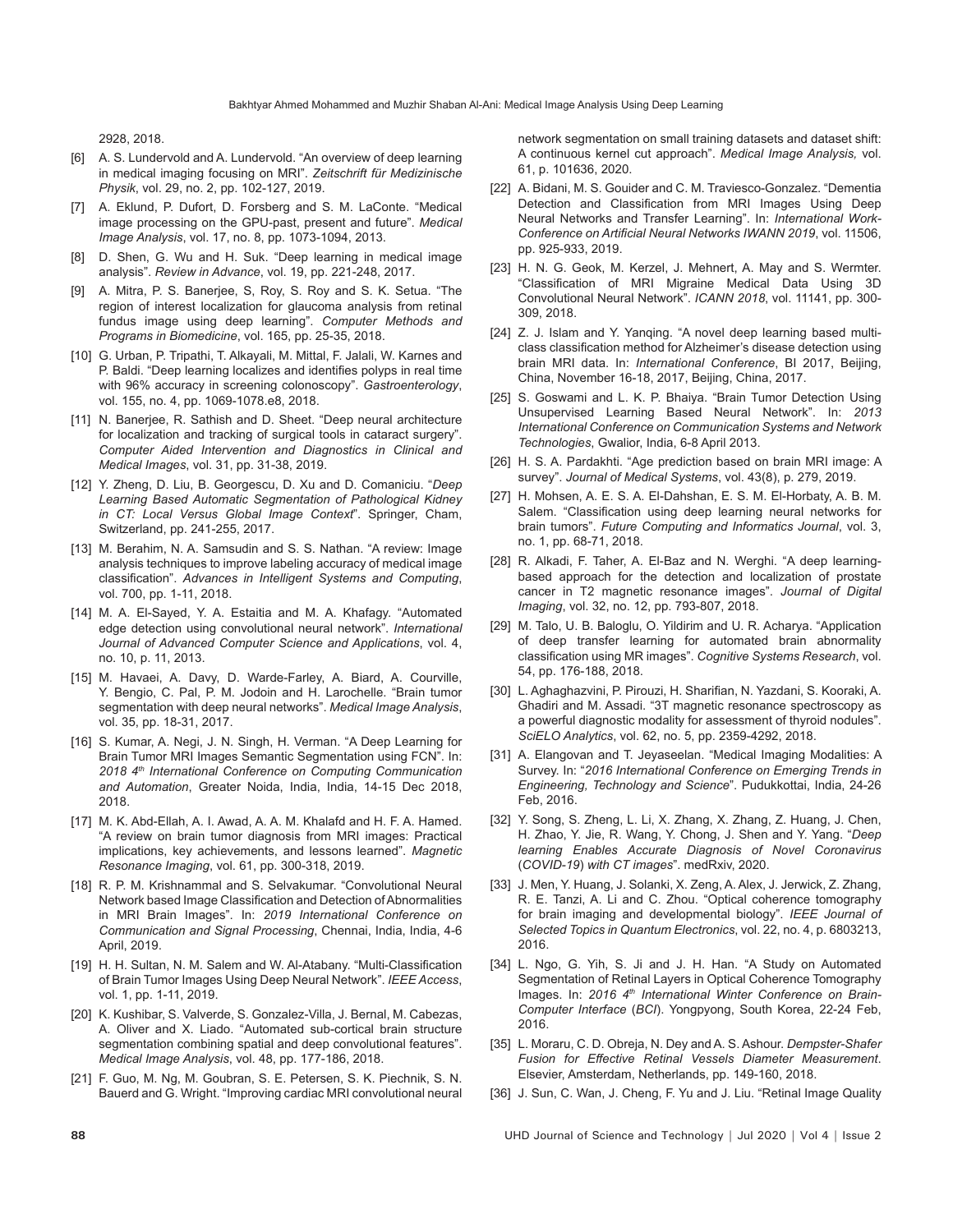2928, 2018.

[6] A. S. Lundervold and A. Lundervold. "An overview of deep learning in medical imaging focusing on MRI". *Zeitschrift für Medizinische Physik*, vol. 29, no. 2, pp. 102-127, 2019.

[7] A. Eklund, P. Dufort, D. Forsberg and S. M. LaConte. "Medical image processing on the GPU-past, present and future". *Medical Image Analysis*, vol. 17, no. 8, pp. 1073-1094, 2013.

[8] D. Shen, G. Wu and H. Suk. "Deep learning in medical image analysis". *Review in Advance*, vol. 19, pp. 221-248, 2017.

[9] A. Mitra, P. S. Banerjee, S, Roy, S. Roy and S. K. Setua. "The region of interest localization for glaucoma analysis from retinal fundus image using deep learning". *Computer Methods and Programs in Biomedicine*, vol. 165, pp. 25-35, 2018.

[10] G. Urban, P. Tripathi, T. Alkayali, M. Mittal, F. Jalali, W. Karnes and P. Baldi. "Deep learning localizes and identifies polyps in real time with 96% accuracy in screening colonoscopy". *Gastroenterology*, vol. 155, no. 4, pp. 1069-1078.e8, 2018.

[11] N. Banerjee, R. Sathish and D. Sheet. "Deep neural architecture for localization and tracking of surgical tools in cataract surgery". *Computer Aided Intervention and Diagnostics in Clinical and Medical Images*, vol. 31, pp. 31-38, 2019.

[12] Y. Zheng, D. Liu, B. Georgescu, D. Xu and D. Comaniciu. "*Deep Learning Based Automatic Segmentation of Pathological Kidney in CT: Local Versus Global Image Context*". Springer, Cham, Switzerland, pp. 241-255, 2017.

[13] M. Berahim, N. A. Samsudin and S. S. Nathan. "A review: Image analysis techniques to improve labeling accuracy of medical image classification". *Advances in Intelligent Systems and Computing*, vol. 700, pp. 1-11, 2018.

[14] M. A. El-Sayed, Y. A. Estaitia and M. A. Khafagy. "Automated edge detection using convolutional neural network". *International Journal of Advanced Computer Science and Applications*, vol. 4, no. 10, p. 11, 2013.

[15] M. Havaei, A. Davy, D. Warde-Farley, A. Biard, A. Courville, Y. Bengio, C. Pal, P. M. Jodoin and H. Larochelle. "Brain tumor segmentation with deep neural networks". *Medical Image Analysis*, vol. 35, pp. 18-31, 2017.

[16] S. Kumar, A. Negi, J. N. Singh, H. Verman. "A Deep Learning for Brain Tumor MRI Images Semantic Segmentation using FCN". In: *2018 4th International Conference on Computing Communication and Automation*, Greater Noida, India, India, 14-15 Dec 2018, 2018.

[17] M. K. Abd-Ellah, A. I. Awad, A. A. M. Khalafd and H. F. A. Hamed. "A review on brain tumor diagnosis from MRI images: Practical implications, key achievements, and lessons learned". *Magnetic Resonance Imaging*, vol. 61, pp. 300-318, 2019.

[18] R. P. M. Krishnammal and S. Selvakumar. "Convolutional Neural Network based Image Classification and Detection of Abnormalities in MRI Brain Images". In: *2019 International Conference on Communication and Signal Processing*, Chennai, India, India, 4-6 April, 2019.

[19] H. H. Sultan, N. M. Salem and W. Al-Atabany. "Multi-Classification of Brain Tumor Images Using Deep Neural Network". *IEEE Access*, vol. 1, pp. 1-11, 2019.

[20] K. Kushibar, S. Valverde, S. Gonzalez-Villa, J. Bernal, M. Cabezas, A. Oliver and X. Liado. "Automated sub-cortical brain structure segmentation combining spatial and deep convolutional features". *Medical Image Analysis*, vol. 48, pp. 177-186, 2018.

[21] F. Guo, M. Ng, M. Goubran, S. E. Petersen, S. K. Piechnik, S. N. Bauerd and G. Wright. "Improving cardiac MRI convolutional neural network segmentation on small training datasets and dataset shift: A continuous kernel cut approach". *Medical Image Analysis,* vol. 61, p. 101636, 2020.

[22] A. Bidani, M. S. Gouider and C. M. Traviesco-Gonzalez. "Dementia Detection and Classification from MRI Images Using Deep Neural Networks and Transfer Learning". In: *International Work-Conference on Artificial Neural Networks IWANN 2019*, vol. 11506, pp. 925-933, 2019.

[23] H. N. G. Geok, M. Kerzel, J. Mehnert, A. May and S. Wermter. "Classification of MRI Migraine Medical Data Using 3D Convolutional Neural Network". *ICANN 2018*, vol. 11141, pp. 300-309, 2018.

[24] Z. J. Islam and Y. Yanqing. "A novel deep learning based multi-class classification method for Alzheimer's disease detection using brain MRI data. In: *International Conference*, BI 2017, Beijing, China, November 16-18, 2017, Beijing, China, 2017.

[25] S. Goswami and L. K. P. Bhaiya. "Brain Tumor Detection Using Unsupervised Learning Based Neural Network". In: *2013 International Conference on Communication Systems and Network Technologies*, Gwalior, India, 6-8 April 2013.

[26] H. S. A. Pardakhti. "Age prediction based on brain MRI image: A survey". *Journal of Medical Systems*, vol. 43(8), p. 279, 2019.

[27] H. Mohsen, A. E. S. A. El-Dahshan, E. S. M. El-Horbaty, A. B. M. Salem. "Classification using deep learning neural networks for brain tumors". *Future Computing and Informatics Journal*, vol. 3, no. 1, pp. 68-71, 2018.

[28] R. Alkadi, F. Taher, A. El-Baz and N. Werghi. "A deep learning-based approach for the detection and localization of prostate cancer in T2 magnetic resonance images". *Journal of Digital Imaging*, vol. 32, no. 12, pp. 793-807, 2018.

[29] M. Talo, U. B. Baloglu, O. Yildirim and U. R. Acharya. "Application of deep transfer learning for automated brain abnormality classification using MR images". *Cognitive Systems Research*, vol. 54, pp. 176-188, 2018.

[30] L. Aghaghazvini, P. Pirouzi, H. Sharifian, N. Yazdani, S. Kooraki, A. Ghadiri and M. Assadi. "3T magnetic resonance spectroscopy as a powerful diagnostic modality for assessment of thyroid nodules". *SciELO Analytics*, vol. 62, no. 5, pp. 2359-4292, 2018.

[31] A. Elangovan and T. Jeyaseelan. "Medical Imaging Modalities: A Survey. In: "*2016 International Conference on Emerging Trends in Engineering, Technology and Science*". Pudukkottai, India, 24-26 Feb, 2016.

[32] Y. Song, S. Zheng, L. Li, X. Zhang, X. Zhang, Z. Huang, J. Chen, H. Zhao, Y. Jie, R. Wang, Y. Chong, J. Shen and Y. Yang. "*Deep learning Enables Accurate Diagnosis of Novel Coronavirus* (*COVID-19*) *with CT images*". medRxiv, 2020.

[33] J. Men, Y. Huang, J. Solanki, X. Zeng, A. Alex, J. Jerwick, Z. Zhang, R. E. Tanzi, A. Li and C. Zhou. "Optical coherence tomography for brain imaging and developmental biology". *IEEE Journal of Selected Topics in Quantum Electronics*, vol. 22, no. 4, p. 6803213, 2016.

[34] L. Ngo, G. Yih, S. Ji and J. H. Han. "A Study on Automated Segmentation of Retinal Layers in Optical Coherence Tomography Images. In: *2016 4th International Winter Conference on Brain-Computer Interface* (*BCI*). Yongpyong, South Korea, 22-24 Feb, 2016.

[35] L. Moraru, C. D. Obreja, N. Dey and A. S. Ashour. *Dempster-Shafer Fusion for Effective Retinal Vessels Diameter Measurement*. Elsevier, Amsterdam, Netherlands, pp. 149-160, 2018.

[36] J. Sun, C. Wan, J. Cheng, F. Yu and J. Liu. "Retinal Image Quality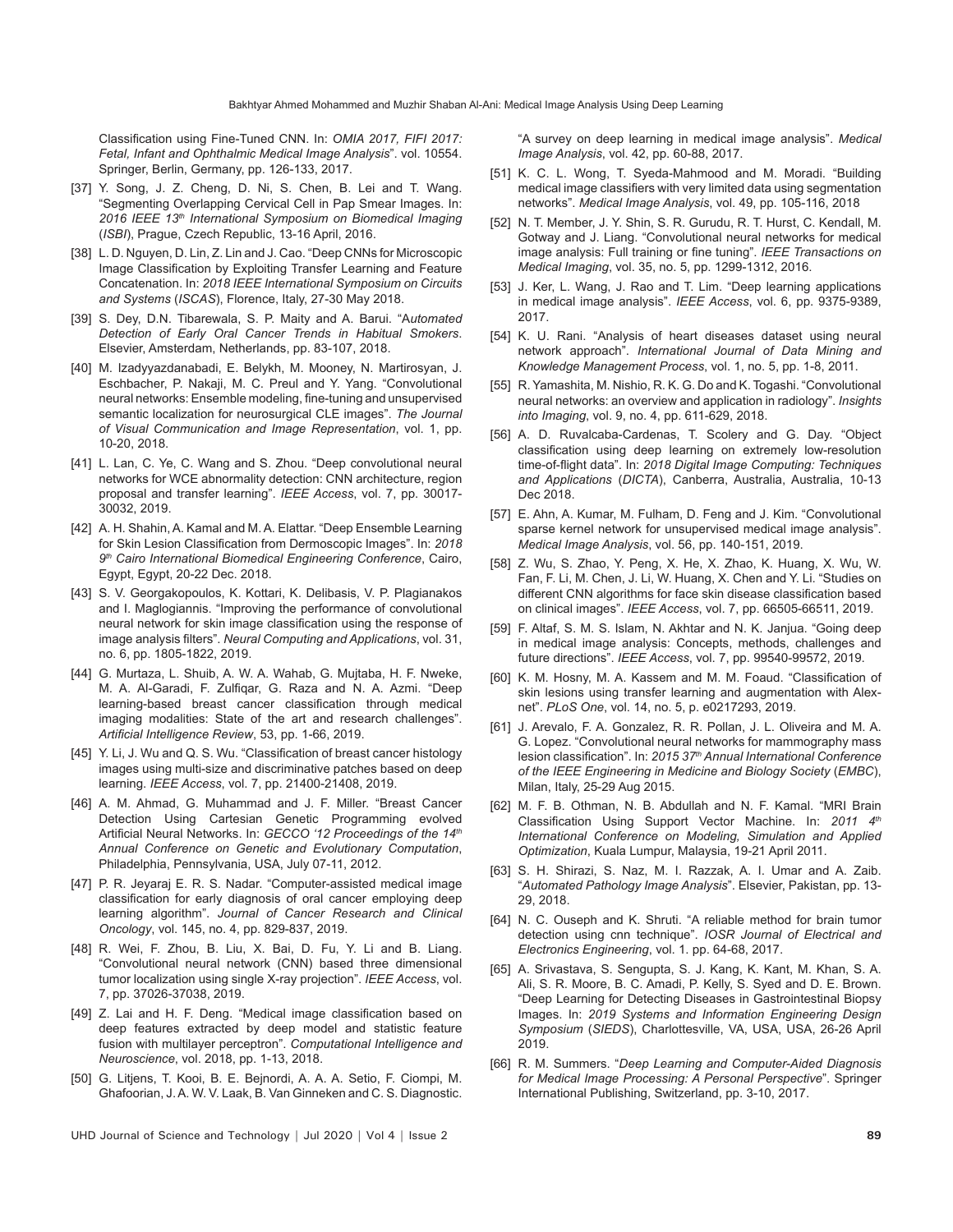Classification using Fine-Tuned CNN. In: *OMIA 2017, FIFI 2017: Fetal, Infant and Ophthalmic Medical Image Analysis*". vol. 10554. Springer, Berlin, Germany, pp. 126-133, 2017.

[37] Y. Song, J. Z. Cheng, D. Ni, S. Chen, B. Lei and T. Wang. "Segmenting Overlapping Cervical Cell in Pap Smear Images. In: *2016 IEEE 13th International Symposium on Biomedical Imaging* (*ISBI*), Prague, Czech Republic, 13-16 April, 2016.

[38] L. D. Nguyen, D. Lin, Z. Lin and J. Cao. "Deep CNNs for Microscopic Image Classification by Exploiting Transfer Learning and Feature Concatenation. In: *2018 IEEE International Symposium on Circuits and Systems* (*ISCAS*), Florence, Italy, 27-30 May 2018.

[39] S. Dey, D.N. Tibarewala, S. P. Maity and A. Barui. "*Automated Detection of Early Oral Cancer Trends in Habitual Smokers*. Elsevier, Amsterdam, Netherlands, pp. 83-107, 2018.

[40] M. Izadyyazdanabadi, E. Belykh, M. Mooney, N. Martirosyan, J. Eschbacher, P. Nakaji, M. C. Preul and Y. Yang. "Convolutional neural networks: Ensemble modeling, fine-tuning and unsupervised semantic localization for neurosurgical CLE images". *The Journal of Visual Communication and Image Representation*, vol. 1, pp. 10-20, 2018.

[41] L. Lan, C. Ye, C. Wang and S. Zhou. "Deep convolutional neural networks for WCE abnormality detection: CNN architecture, region proposal and transfer learning". *IEEE Access*, vol. 7, pp. 30017-30032, 2019.

[42] A. H. Shahin, A. Kamal and M. A. Elattar. "Deep Ensemble Learning for Skin Lesion Classification from Dermoscopic Images". In: *2018 9th Cairo International Biomedical Engineering Conference*, Cairo, Egypt, Egypt, 20-22 Dec. 2018.

[43] S. V. Georgakopoulos, K. Kottari, K. Delibasis, V. P. Plagianakos and I. Maglogiannis. "Improving the performance of convolutional neural network for skin image classification using the response of image analysis filters". *Neural Computing and Applications*, vol. 31, no. 6, pp. 1805-1822, 2019.

[44] G. Murtaza, L. Shuib, A. W. A. Wahab, G. Mujtaba, H. F. Nweke, M. A. Al-Garadi, F. Zulfiqar, G. Raza and N. A. Azmi. "Deep learning-based breast cancer classification through medical imaging modalities: State of the art and research challenges". *Artificial Intelligence Review*, 53, pp. 1-66, 2019.

[45] Y. Li, J. Wu and Q. S. Wu. "Classification of breast cancer histology images using multi-size and discriminative patches based on deep learning. *IEEE Access*, vol. 7, pp. 21400-21408, 2019.

[46] A. M. Ahmad, G. Muhammad and J. F. Miller. "Breast Cancer Detection Using Cartesian Genetic Programming evolved Artificial Neural Networks. In: *GECCO '12 Proceedings of the 14th Annual Conference on Genetic and Evolutionary Computation*, Philadelphia, Pennsylvania, USA, July 07-11, 2012.

[47] P. R. Jeyaraj E. R. S. Nadar. "Computer-assisted medical image classification for early diagnosis of oral cancer employing deep learning algorithm". *Journal of Cancer Research and Clinical Oncology*, vol. 145, no. 4, pp. 829-837, 2019.

[48] R. Wei, F. Zhou, B. Liu, X. Bai, D. Fu, Y. Li and B. Liang. "Convolutional neural network (CNN) based three dimensional tumor localization using single X-ray projection". *IEEE Access*, vol. 7, pp. 37026-37038, 2019.

[49] Z. Lai and H. F. Deng. "Medical image classification based on deep features extracted by deep model and statistic feature fusion with multilayer perceptron". *Computational Intelligence and Neuroscience*, vol. 2018, pp. 1-13, 2018.

[50] G. Litjens, T. Kooi, B. E. Bejnordi, A. A. A. Setio, F. Ciompi, M. Ghafoorian, J. A. W. V. Laak, B. Van Ginneken and C. S. Diagnostic. "A survey on deep learning in medical image analysis". *Medical Image Analysis*, vol. 42, pp. 60-88, 2017.

[51] K. C. L. Wong, T. Syeda-Mahmood and M. Moradi. "Building medical image classifiers with very limited data using segmentation networks". *Medical Image Analysis*, vol. 49, pp. 105-116, 2018

[52] N. T. Member, J. Y. Shin, S. R. Gurudu, R. T. Hurst, C. Kendall, M. Gotway and J. Liang. "Convolutional neural networks for medical image analysis: Full training or fine tuning". *IEEE Transactions on Medical Imaging*, vol. 35, no. 5, pp. 1299-1312, 2016.

[53] J. Ker, L. Wang, J. Rao and T. Lim. "Deep learning applications in medical image analysis". *IEEE Access*, vol. 6, pp. 9375-9389, 2017.

[54] K. U. Rani. "Analysis of heart diseases dataset using neural network approach". *International Journal of Data Mining and Knowledge Management Process*, vol. 1, no. 5, pp. 1-8, 2011.

[55] R. Yamashita, M. Nishio, R. K. G. Do and K. Togashi. "Convolutional neural networks: an overview and application in radiology". *Insights into Imaging*, vol. 9, no. 4, pp. 611-629, 2018.

[56] A. D. Ruvalcaba-Cardenas, T. Scolery and G. Day. "Object classification using deep learning on extremely low-resolution time-of-flight data". In: *2018 Digital Image Computing: Techniques and Applications* (*DICTA*), Canberra, Australia, Australia, 10-13 Dec 2018.

[57] E. Ahn, A. Kumar, M. Fulham, D. Feng and J. Kim. "Convolutional sparse kernel network for unsupervised medical image analysis". *Medical Image Analysis*, vol. 56, pp. 140-151, 2019.

[58] Z. Wu, S. Zhao, Y. Peng, X. He, X. Zhao, K. Huang, X. Wu, W. Fan, F. Li, M. Chen, J. Li, W. Huang, X. Chen and Y. Li. "Studies on different CNN algorithms for face skin disease classification based on clinical images". *IEEE Access*, vol. 7, pp. 66505-66511, 2019.

[59] F. Altaf, S. M. S. Islam, N. Akhtar and N. K. Janjua. "Going deep in medical image analysis: Concepts, methods, challenges and future directions". *IEEE Access*, vol. 7, pp. 99540-99572, 2019.

[60] K. M. Hosny, M. A. Kassem and M. M. Foaud. "Classification of skin lesions using transfer learning and augmentation with Alex-net". *PLoS One*, vol. 14, no. 5, p. e0217293, 2019.

[61] J. Arevalo, F. A. Gonzalez, R. R. Pollan, J. L. Oliveira and M. A. G. Lopez. "Convolutional neural networks for mammography mass lesion classification". In: *2015 37th Annual International Conference of the IEEE Engineering in Medicine and Biology Society* (*EMBC*), Milan, Italy, 25-29 Aug 2015.

[62] M. F. B. Othman, N. B. Abdullah and N. F. Kamal. "MRI Brain Classification Using Support Vector Machine. In: *2011 4th International Conference on Modeling, Simulation and Applied Optimization*, Kuala Lumpur, Malaysia, 19-21 April 2011.

[63] S. H. Shirazi, S. Naz, M. I. Razzak, A. I. Umar and A. Zaib. "*Automated Pathology Image Analysis*". Elsevier, Pakistan, pp. 13-29, 2018.

[64] N. C. Ouseph and K. Shruti. "A reliable method for brain tumor detection using cnn technique". *IOSR Journal of Electrical and Electronics Engineering*, vol. 1. pp. 64-68, 2017.

[65] A. Srivastava, S. Sengupta, S. J. Kang, K. Kant, M. Khan, S. A. Ali, S. R. Moore, B. C. Amadi, P. Kelly, S. Syed and D. E. Brown. "Deep Learning for Detecting Diseases in Gastrointestinal Biopsy Images. In: *2019 Systems and Information Engineering Design Symposium* (*SIEDS*), Charlottesville, VA, USA, USA, 26-26 April 2019.

[66] R. M. Summers. "*Deep Learning and Computer-Aided Diagnosis for Medical Image Processing: A Personal Perspective*". Springer International Publishing, Switzerland, pp. 3-10, 2017.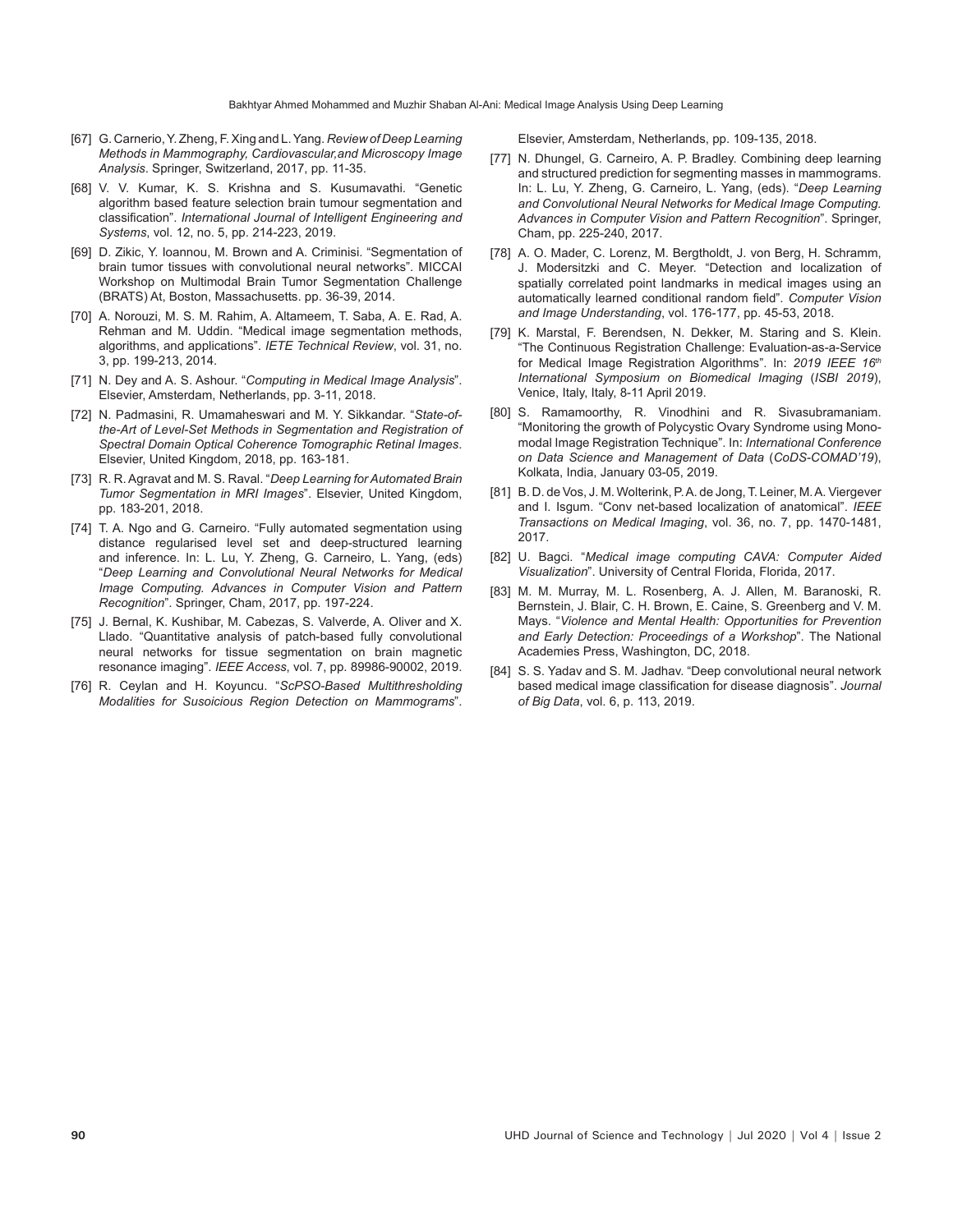[67] G. Carnerio, Y. Zheng, F. Xing and L. Yang. *Review of Deep Learning Methods in Mammography, Cardiovascular, and Microscopy Image Analysis*. Springer, Switzerland, 2017, pp. 11-35.

[68] V. V. Kumar, K. S. Krishna and S. Kusumavathi. "Genetic algorithm based feature selection brain tumour segmentation and classification". *International Journal of Intelligent Engineering and Systems*, vol. 12, no. 5, pp. 214-223, 2019.

[69] D. Zikic, Y. Ioannou, M. Brown and A. Criminisi. "Segmentation of brain tumor tissues with convolutional neural networks". MICCAI Workshop on Multimodal Brain Tumor Segmentation Challenge (BRATS) At, Boston, Massachusetts. pp. 36-39, 2014.

[70] A. Norouzi, M. S. M. Rahim, A. Altameem, T. Saba, A. E. Rad, A. Rehman and M. Uddin. "Medical image segmentation methods, algorithms, and applications". *IETE Technical Review*, vol. 31, no. 3, pp. 199-213, 2014.

[71] N. Dey and A. S. Ashour. "*Computing in Medical Image Analysis*". Elsevier, Amsterdam, Netherlands, pp. 3-11, 2018.

[72] N. Padmasini, R. Umamaheswari and M. Y. Sikkandar. "*State-of-the-Art of Level-Set Methods in Segmentation and Registration of Spectral Domain Optical Coherence Tomographic Retinal Images*. Elsevier, United Kingdom, 2018, pp. 163-181.

[73] R. R. Agravat and M. S. Raval. "*Deep Learning for Automated Brain Tumor Segmentation in MRI Images*". Elsevier, United Kingdom, pp. 183-201, 2018.

[74] T. A. Ngo and G. Carneiro. "Fully automated segmentation using distance regularised level set and deep-structured learning and inference. In: L. Lu, Y. Zheng, G. Carneiro, L. Yang, (eds) "*Deep Learning and Convolutional Neural Networks for Medical Image Computing. Advances in Computer Vision and Pattern Recognition*". Springer, Cham, 2017, pp. 197-224.

[75] J. Bernal, K. Kushibar, M. Cabezas, S. Valverde, A. Oliver and X. Llado. "Quantitative analysis of patch-based fully convolutional neural networks for tissue segmentation on brain magnetic resonance imaging". *IEEE Access*, vol. 7, pp. 89986-90002, 2019.

[76] R. Ceylan and H. Koyuncu. "*ScPSO-Based Multithresholding Modalities for Susoicious Region Detection on Mammograms*". Elsevier, Amsterdam, Netherlands, pp. 109-135, 2018.

[77] N. Dhungel, G. Carneiro, A. P. Bradley. Combining deep learning and structured prediction for segmenting masses in mammograms. In: L. Lu, Y. Zheng, G. Carneiro, L. Yang, (eds). "*Deep Learning and Convolutional Neural Networks for Medical Image Computing. Advances in Computer Vision and Pattern Recognition*". Springer, Cham, pp. 225-240, 2017.

[78] A. O. Mader, C. Lorenz, M. Bergtholdt, J. von Berg, H. Schramm, J. Modersitzki and C. Meyer. "Detection and localization of spatially correlated point landmarks in medical images using an automatically learned conditional random field". *Computer Vision and Image Understanding*, vol. 176-177, pp. 45-53, 2018.

[79] K. Marstal, F. Berendsen, N. Dekker, M. Staring and S. Klein. "The Continuous Registration Challenge: Evaluation-as-a-Service for Medical Image Registration Algorithms". In: *2019 IEEE 16th International Symposium on Biomedical Imaging* (*ISBI 2019*), Venice, Italy, Italy, 8-11 April 2019.

[80] S. Ramamoorthy, R. Vinodhini and R. Sivasubramaniam. "Monitoring the growth of Polycystic Ovary Syndrome using Mono-modal Image Registration Technique". In: *International Conference on Data Science and Management of Data* (*CoDS-COMAD'19*), Kolkata, India, January 03-05, 2019.

[81] B. D. de Vos, J. M. Wolterink, P. A. de Jong, T. Leiner, M. A. Viergever and I. Isgum. "Conv net-based localization of anatomical". *IEEE Transactions on Medical Imaging*, vol. 36, no. 7, pp. 1470-1481, 2017.

[82] U. Bagci. "*Medical image computing CAVA: Computer Aided Visualization*". University of Central Florida, Florida, 2017.

[83] M. M. Murray, M. L. Rosenberg, A. J. Allen, M. Baranoski, R. Bernstein, J. Blair, C. H. Brown, E. Caine, S. Greenberg and V. M. Mays. "*Violence and Mental Health: Opportunities for Prevention and Early Detection: Proceedings of a Workshop*". The National Academies Press, Washington, DC, 2018.

[84] S. S. Yadav and S. M. Jadhav. "Deep convolutional neural network based medical image classification for disease diagnosis". *Journal of Big Data*, vol. 6, p. 113, 2019.